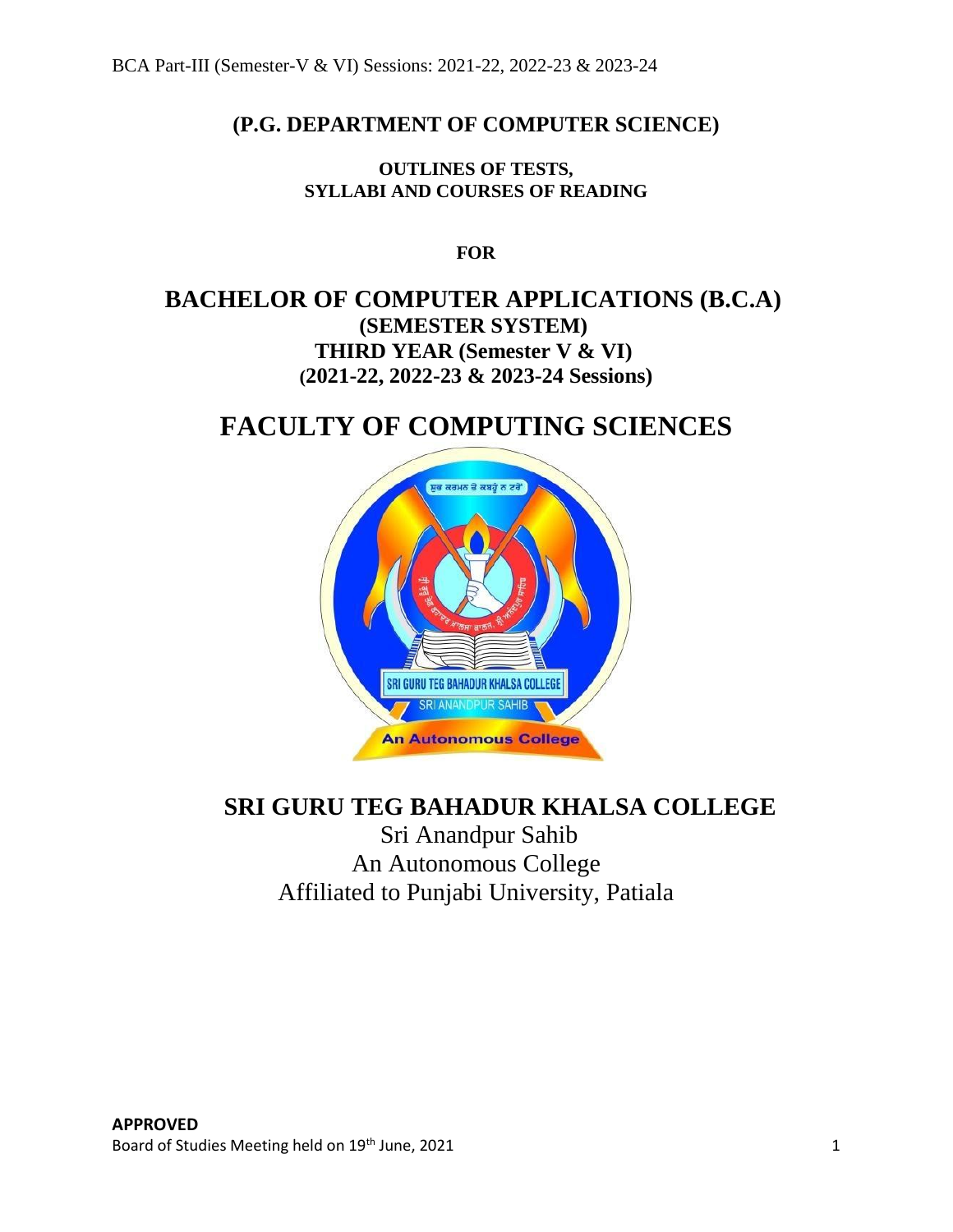**(P.G. DEPARTMENT OF COMPUTER SCIENCE)**

**OUTLINES OF TESTS,**
**SYLLABI AND COURSES OF READING**

**FOR**

# BACHELOR OF COMPUTER APPLICATIONS (B.C.A)

**(SEMESTER SYSTEM)**
**THIRD YEAR (Semester V & VI)**
**(2021-22, 2022-23 & 2023-24 Sessions)**

# FACULTY OF COMPUTING SCIENCES

## SRI GURU TEG BAHADUR KHALSA COLLEGE

Sri Anandpur Sahib
An Autonomous College
Affiliated to Punjabi University, Patiala

**APPROVED**
Board of Studies Meeting held on 19th June, 2021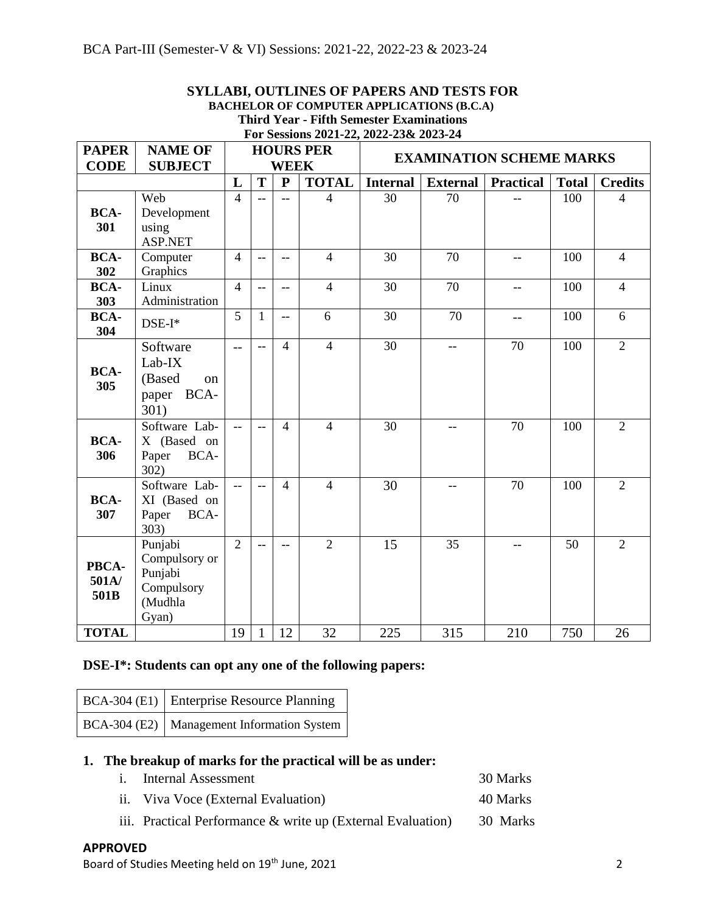## SYLLABI, OUTLINES OF PAPERS AND TESTS FOR

**BACHELOR OF COMPUTER APPLICATIONS (B.C.A)**
**Third Year - Fifth Semester Examinations**
**For Sessions 2021-22, 2022-23& 2023-24**

| PAPER CODE | NAME OF SUBJECT | HOURS PER WEEK | | | | EXAMINATION SCHEME MARKS | | | | |
|---|---|---|---|---|---|---|---|---|---|---|
| | | L | T | P | TOTAL | Internal | External | Practical | Total | Credits |
| **BCA-301** | Web Development using ASP.NET | 4 | -- | -- | 4 | 30 | 70 | -- | 100 | 4 |
| **BCA-302** | Computer Graphics | 4 | -- | -- | 4 | 30 | 70 | -- | 100 | 4 |
| **BCA-303** | Linux Administration | 4 | -- | -- | 4 | 30 | 70 | -- | 100 | 4 |
| **BCA-304** | DSE-I* | 5 | 1 | -- | 6 | 30 | 70 | -- | 100 | 6 |
| **BCA-305** | Software Lab-IX (Based on paper BCA-301) | -- | -- | 4 | 4 | 30 | -- | 70 | 100 | 2 |
| **BCA-306** | Software Lab-X (Based on Paper BCA-302) | -- | -- | 4 | 4 | 30 | -- | 70 | 100 | 2 |
| **BCA-307** | Software Lab-XI (Based on Paper BCA-303) | -- | -- | 4 | 4 | 30 | -- | 70 | 100 | 2 |
| **PBCA-501A/ 501B** | Punjabi Compulsory or Punjabi Compulsory (Mudhla Gyan) | 2 | -- | -- | 2 | 15 | 35 | -- | 50 | 2 |
| **TOTAL** | | 19 | 1 | 12 | 32 | 225 | 315 | 210 | 750 | 26 |

**DSE-I*: Students can opt any one of the following papers:**

| | |
|---|---|
| BCA-304 (E1) | Enterprise Resource Planning |
| BCA-304 (E2) | Management Information System |

**1. The breakup of marks for the practical will be as under:**

i. Internal Assessment — 30 Marks

ii. Viva Voce (External Evaluation) — 40 Marks

iii. Practical Performance & write up (External Evaluation) — 30 Marks

**APPROVED**
Board of Studies Meeting held on 19th June, 2021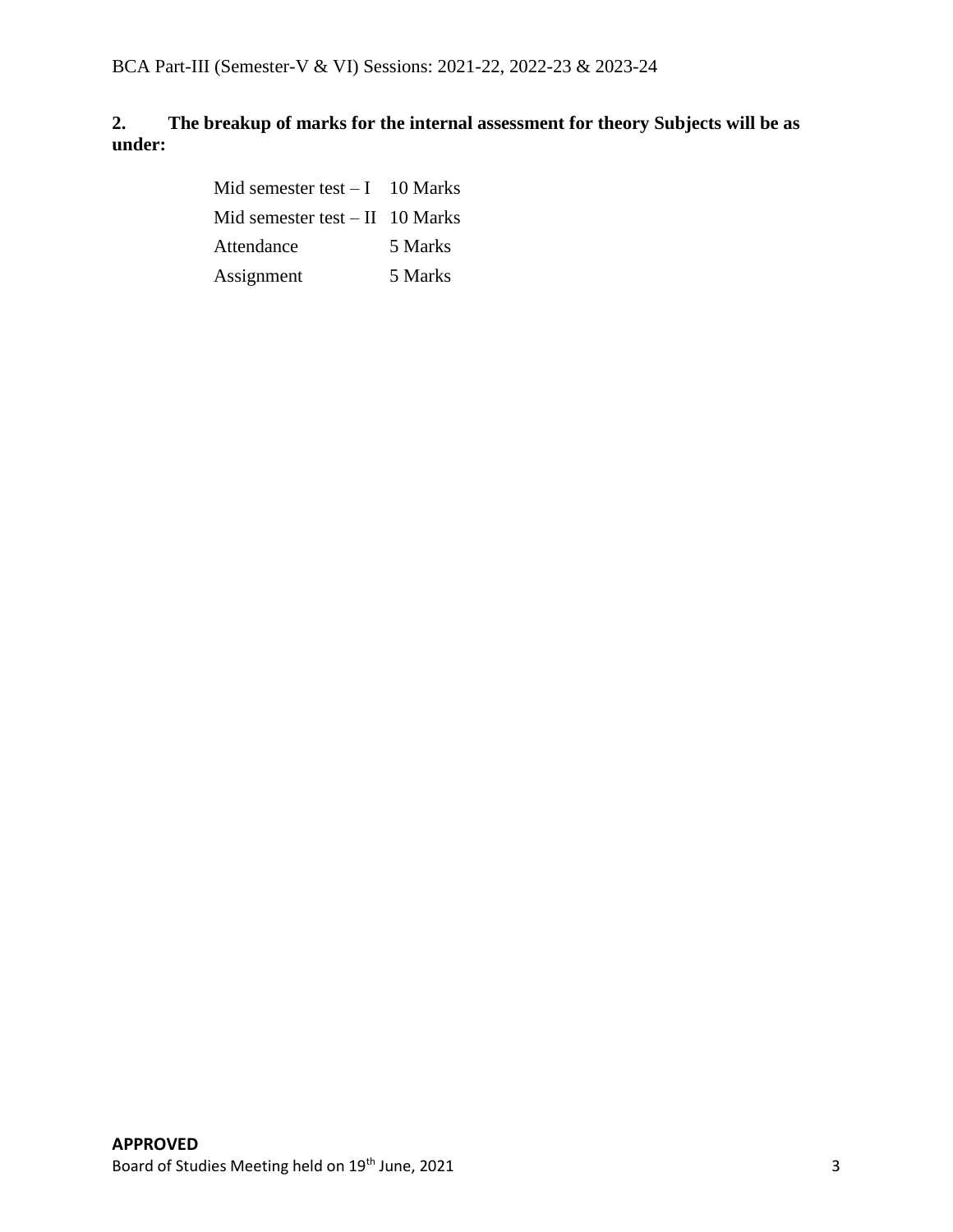**2. The breakup of marks for the internal assessment for theory Subjects will be as under:**

| | |
|---|---|
| Mid semester test – I | 10 Marks |
| Mid semester test – II | 10 Marks |
| Attendance | 5 Marks |
| Assignment | 5 Marks |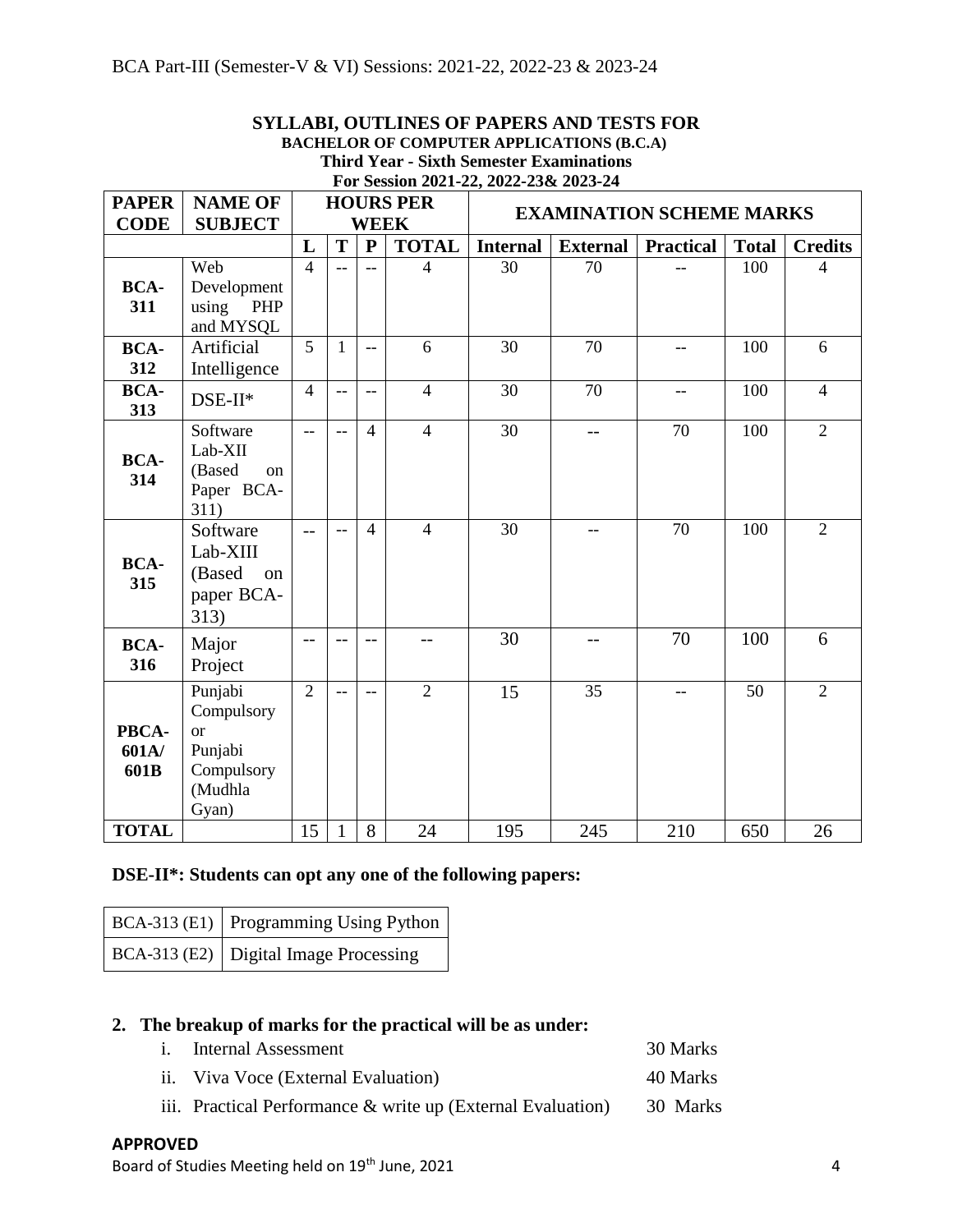**SYLLABI, OUTLINES OF PAPERS AND TESTS FOR**
**BACHELOR OF COMPUTER APPLICATIONS (B.C.A)**
**Third Year - Sixth Semester Examinations**
**For Session 2021-22, 2022-23& 2023-24**

| PAPER CODE | NAME OF SUBJECT | HOURS PER WEEK | | | | EXAMINATION SCHEME MARKS | | | | |
|---|---|---|---|---|---|---|---|---|---|---|
| | | L | T | P | TOTAL | Internal | External | Practical | Total | Credits |
| BCA-311 | Web Development using PHP and MYSQL | 4 | -- | -- | 4 | 30 | 70 | -- | 100 | 4 |
| BCA-312 | Artificial Intelligence | 5 | 1 | -- | 6 | 30 | 70 | -- | 100 | 6 |
| BCA-313 | DSE-II* | 4 | -- | -- | 4 | 30 | 70 | -- | 100 | 4 |
| BCA-314 | Software Lab-XII (Based on Paper BCA-311) | -- | -- | 4 | 4 | 30 | -- | 70 | 100 | 2 |
| BCA-315 | Software Lab-XIII (Based on paper BCA-313) | -- | -- | 4 | 4 | 30 | -- | 70 | 100 | 2 |
| BCA-316 | Major Project | -- | -- | -- | -- | 30 | -- | 70 | 100 | 6 |
| PBCA-601A/ 601B | Punjabi Compulsory or Punjabi Compulsory (Mudhla Gyan) | 2 | -- | -- | 2 | 15 | 35 | -- | 50 | 2 |
| TOTAL | | 15 | 1 | 8 | 24 | 195 | 245 | 210 | 650 | 26 |

**DSE-II*: Students can opt any one of the following papers:**

| | |
|---|---|
| BCA-313 (E1) | Programming Using Python |
| BCA-313 (E2) | Digital Image Processing |

**2. The breakup of marks for the practical will be as under:**

i. Internal Assessment — 30 Marks

ii. Viva Voce (External Evaluation) — 40 Marks

iii. Practical Performance & write up (External Evaluation) — 30 Marks

**APPROVED**

Board of Studies Meeting held on 19th June, 2021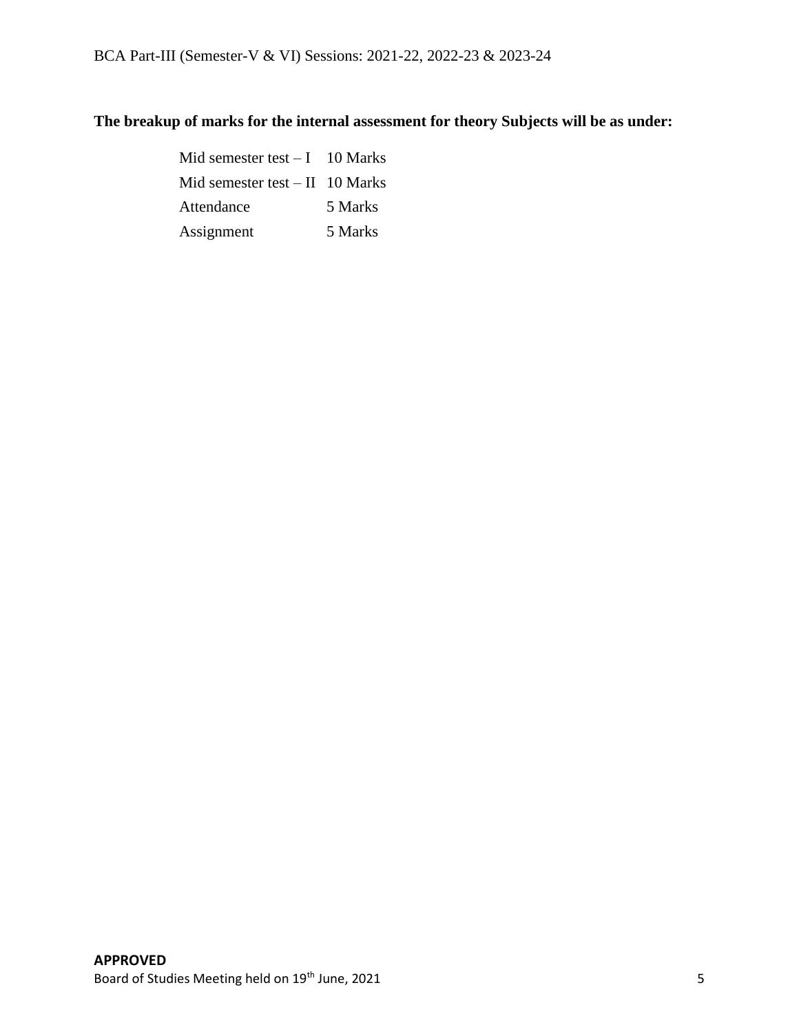**The breakup of marks for the internal assessment for theory Subjects will be as under:**

| | |
|---|---|
| Mid semester test – I | 10 Marks |
| Mid semester test – II | 10 Marks |
| Attendance | 5 Marks |
| Assignment | 5 Marks |

**APPROVED**

Board of Studies Meeting held on 19th June, 2021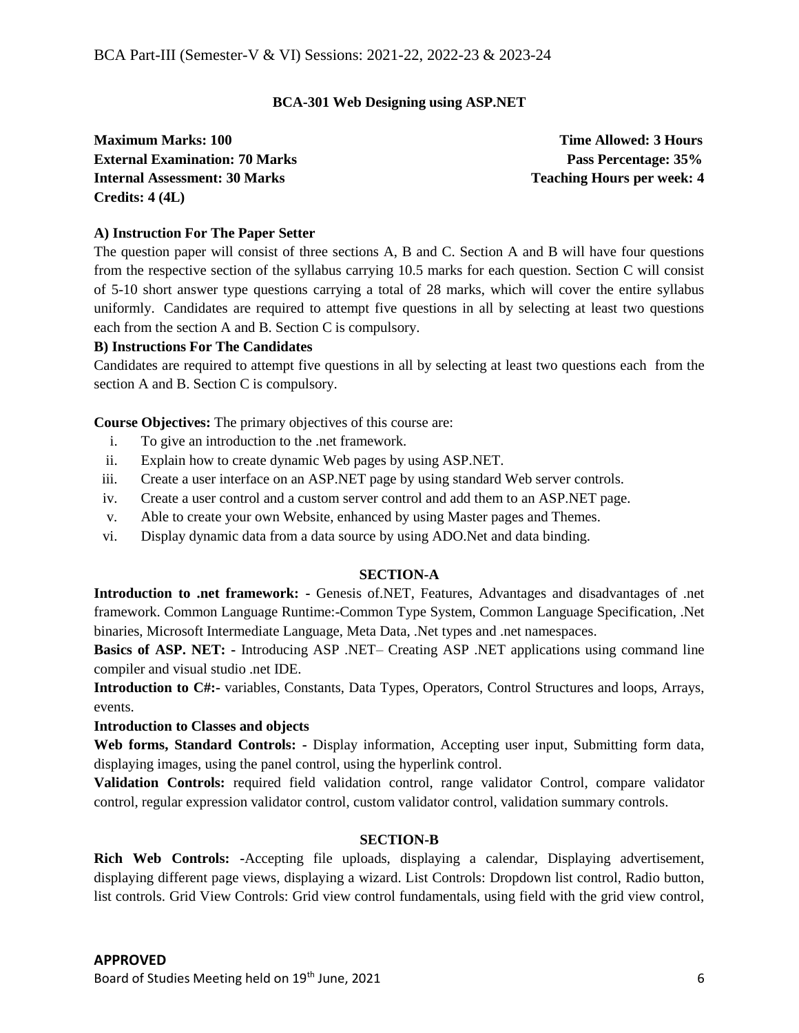## BCA-301 Web Designing using ASP.NET

| | |
|---|---|
| **Maximum Marks: 100** | **Time Allowed: 3 Hours** |
| **External Examination: 70 Marks** | **Pass Percentage: 35%** |
| **Internal Assessment: 30 Marks** | **Teaching Hours per week: 4** |
| **Credits: 4 (4L)** | |

**A) Instruction For The Paper Setter**

The question paper will consist of three sections A, B and C. Section A and B will have four questions from the respective section of the syllabus carrying 10.5 marks for each question. Section C will consist of 5-10 short answer type questions carrying a total of 28 marks, which will cover the entire syllabus uniformly. Candidates are required to attempt five questions in all by selecting at least two questions each from the section A and B. Section C is compulsory.

**B) Instructions For The Candidates**

Candidates are required to attempt five questions in all by selecting at least two questions each from the section A and B. Section C is compulsory.

**Course Objectives:** The primary objectives of this course are:

i. To give an introduction to the .net framework.
ii. Explain how to create dynamic Web pages by using ASP.NET.
iii. Create a user interface on an ASP.NET page by using standard Web server controls.
iv. Create a user control and a custom server control and add them to an ASP.NET page.
v. Able to create your own Website, enhanced by using Master pages and Themes.
vi. Display dynamic data from a data source by using ADO.Net and data binding.

### SECTION-A

**Introduction to .net framework: -** Genesis of.NET, Features, Advantages and disadvantages of .net framework. Common Language Runtime:-Common Type System, Common Language Specification, .Net binaries, Microsoft Intermediate Language, Meta Data, .Net types and .net namespaces.

**Basics of ASP. NET: -** Introducing ASP .NET– Creating ASP .NET applications using command line compiler and visual studio .net IDE.

**Introduction to C#:-** variables, Constants, Data Types, Operators, Control Structures and loops, Arrays, events.

**Introduction to Classes and objects**

**Web forms, Standard Controls: -** Display information, Accepting user input, Submitting form data, displaying images, using the panel control, using the hyperlink control.

**Validation Controls:** required field validation control, range validator Control, compare validator control, regular expression validator control, custom validator control, validation summary controls.

### SECTION-B

**Rich Web Controls: -**Accepting file uploads, displaying a calendar, Displaying advertisement, displaying different page views, displaying a wizard. List Controls: Dropdown list control, Radio button, list controls. Grid View Controls: Grid view control fundamentals, using field with the grid view control,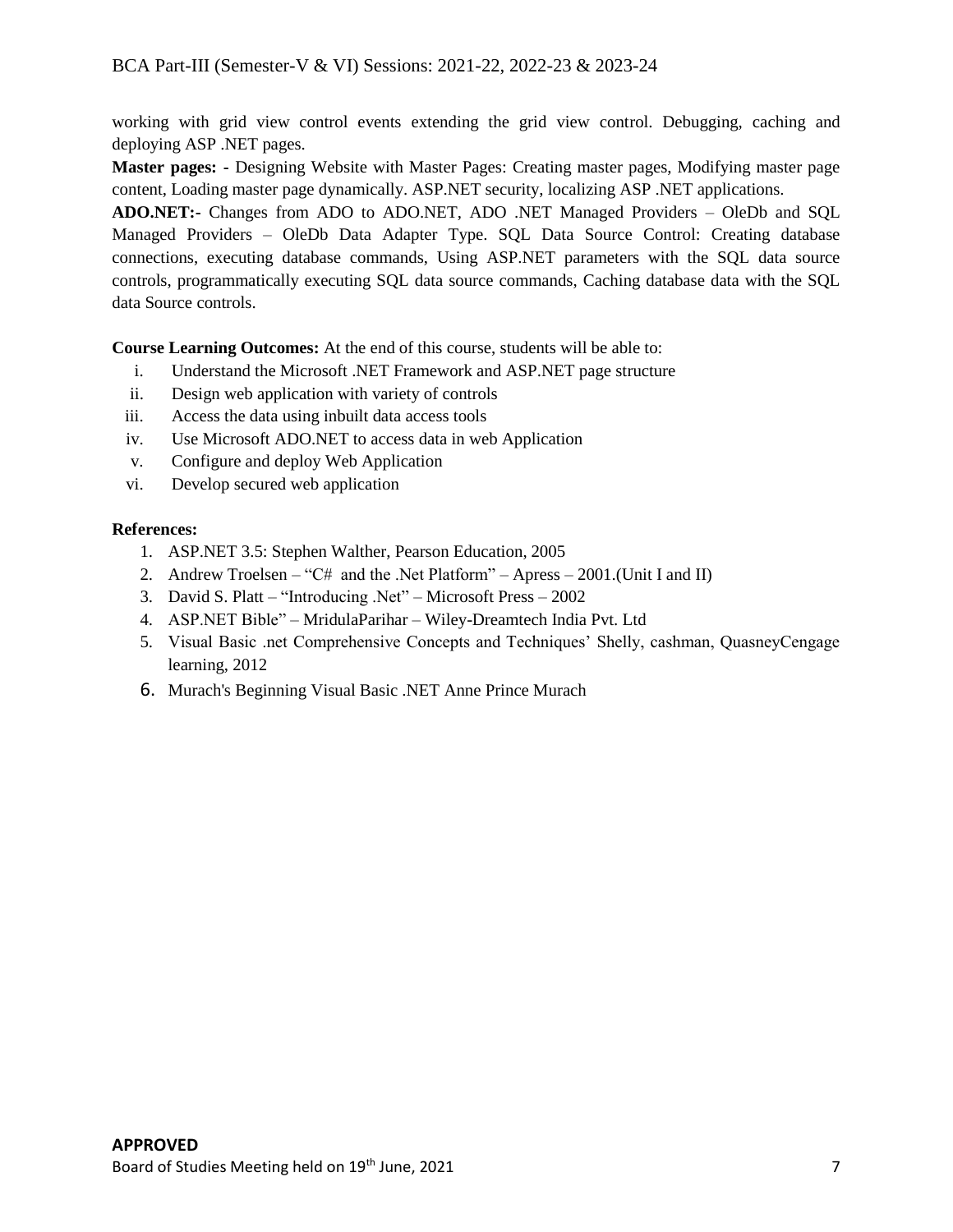working with grid view control events extending the grid view control. Debugging, caching and deploying ASP .NET pages.

**Master pages: -** Designing Website with Master Pages: Creating master pages, Modifying master page content, Loading master page dynamically. ASP.NET security, localizing ASP .NET applications.

**ADO.NET:-** Changes from ADO to ADO.NET, ADO .NET Managed Providers – OleDb and SQL Managed Providers – OleDb Data Adapter Type. SQL Data Source Control: Creating database connections, executing database commands, Using ASP.NET parameters with the SQL data source controls, programmatically executing SQL data source commands, Caching database data with the SQL data Source controls.

**Course Learning Outcomes:** At the end of this course, students will be able to:

i. Understand the Microsoft .NET Framework and ASP.NET page structure
ii. Design web application with variety of controls
iii. Access the data using inbuilt data access tools
iv. Use Microsoft ADO.NET to access data in web Application
v. Configure and deploy Web Application
vi. Develop secured web application

**References:**

1. ASP.NET 3.5: Stephen Walther, Pearson Education, 2005
2. Andrew Troelsen – "C# and the .Net Platform" – Apress – 2001.(Unit I and II)
3. David S. Platt – "Introducing .Net" – Microsoft Press – 2002
4. ASP.NET Bible" – MridulaParihar – Wiley-Dreamtech India Pvt. Ltd
5. Visual Basic .net Comprehensive Concepts and Techniques' Shelly, cashman, QuasneyCengage learning, 2012
6. Murach's Beginning Visual Basic .NET Anne Prince Murach

**APPROVED**
Board of Studies Meeting held on 19th June, 2021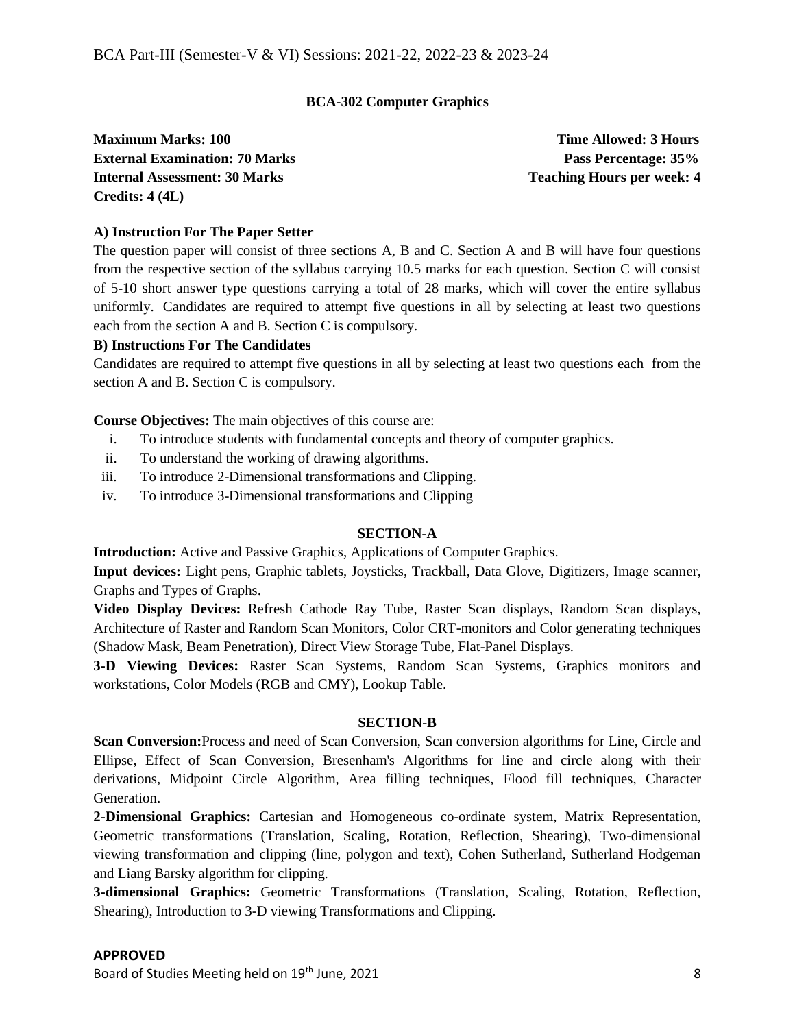## BCA-302 Computer Graphics

**Maximum Marks: 100** — **Time Allowed: 3 Hours**
**External Examination: 70 Marks** — **Pass Percentage: 35%**
**Internal Assessment: 30 Marks** — **Teaching Hours per week: 4**
**Credits: 4 (4L)**

**A) Instruction For The Paper Setter**

The question paper will consist of three sections A, B and C. Section A and B will have four questions from the respective section of the syllabus carrying 10.5 marks for each question. Section C will consist of 5-10 short answer type questions carrying a total of 28 marks, which will cover the entire syllabus uniformly. Candidates are required to attempt five questions in all by selecting at least two questions each from the section A and B. Section C is compulsory.

**B) Instructions For The Candidates**

Candidates are required to attempt five questions in all by selecting at least two questions each from the section A and B. Section C is compulsory.

**Course Objectives:** The main objectives of this course are:

1. To introduce students with fundamental concepts and theory of computer graphics.
2. To understand the working of drawing algorithms.
3. To introduce 2-Dimensional transformations and Clipping.
4. To introduce 3-Dimensional transformations and Clipping

### SECTION-A

**Introduction:** Active and Passive Graphics, Applications of Computer Graphics.

**Input devices:** Light pens, Graphic tablets, Joysticks, Trackball, Data Glove, Digitizers, Image scanner, Graphs and Types of Graphs.

**Video Display Devices:** Refresh Cathode Ray Tube, Raster Scan displays, Random Scan displays, Architecture of Raster and Random Scan Monitors, Color CRT-monitors and Color generating techniques (Shadow Mask, Beam Penetration), Direct View Storage Tube, Flat-Panel Displays.

**3-D Viewing Devices:** Raster Scan Systems, Random Scan Systems, Graphics monitors and workstations, Color Models (RGB and CMY), Lookup Table.

### SECTION-B

**Scan Conversion:** Process and need of Scan Conversion, Scan conversion algorithms for Line, Circle and Ellipse, Effect of Scan Conversion, Bresenham's Algorithms for line and circle along with their derivations, Midpoint Circle Algorithm, Area filling techniques, Flood fill techniques, Character Generation.

**2-Dimensional Graphics:** Cartesian and Homogeneous co-ordinate system, Matrix Representation, Geometric transformations (Translation, Scaling, Rotation, Reflection, Shearing), Two-dimensional viewing transformation and clipping (line, polygon and text), Cohen Sutherland, Sutherland Hodgeman and Liang Barsky algorithm for clipping.

**3-dimensional Graphics:** Geometric Transformations (Translation, Scaling, Rotation, Reflection, Shearing), Introduction to 3-D viewing Transformations and Clipping.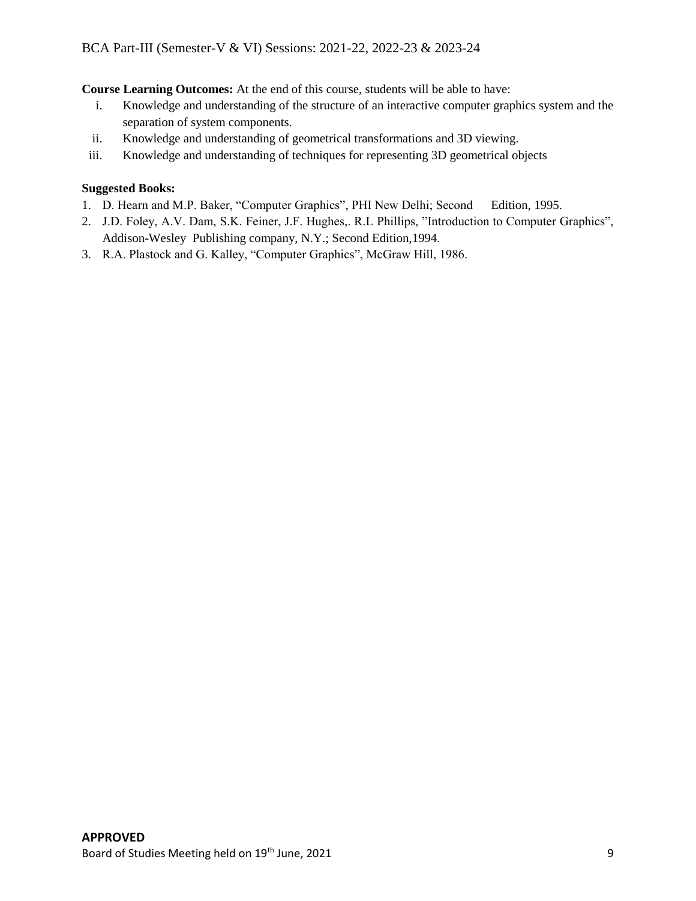**Course Learning Outcomes:** At the end of this course, students will be able to have:

i. Knowledge and understanding of the structure of an interactive computer graphics system and the separation of system components.
ii. Knowledge and understanding of geometrical transformations and 3D viewing.
iii. Knowledge and understanding of techniques for representing 3D geometrical objects

**Suggested Books:**

1. D. Hearn and M.P. Baker, "Computer Graphics", PHI New Delhi; Second Edition, 1995.
2. J.D. Foley, A.V. Dam, S.K. Feiner, J.F. Hughes,. R.L Phillips, "Introduction to Computer Graphics", Addison-Wesley Publishing company, N.Y.; Second Edition,1994.
3. R.A. Plastock and G. Kalley, "Computer Graphics", McGraw Hill, 1986.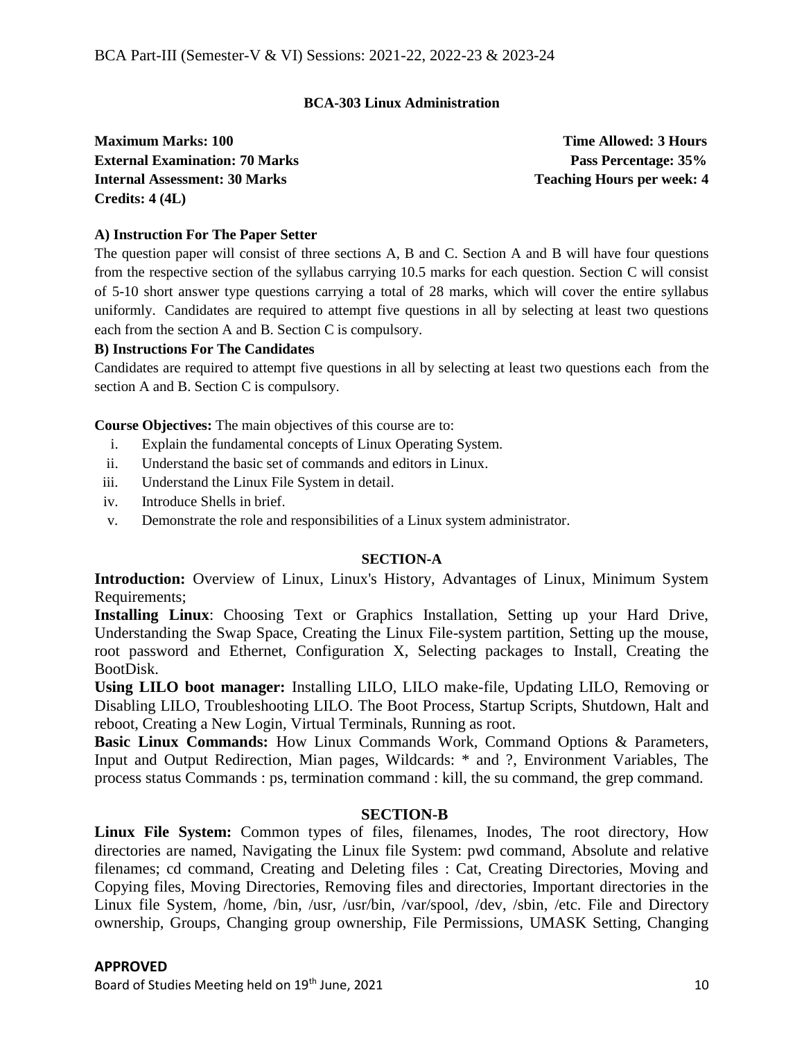**BCA-303 Linux Administration**

**Maximum Marks: 100** **Time Allowed: 3 Hours**
**External Examination: 70 Marks** **Pass Percentage: 35%**
**Internal Assessment: 30 Marks** **Teaching Hours per week: 4**
**Credits: 4 (4L)**

**A) Instruction For The Paper Setter**

The question paper will consist of three sections A, B and C. Section A and B will have four questions from the respective section of the syllabus carrying 10.5 marks for each question. Section C will consist of 5-10 short answer type questions carrying a total of 28 marks, which will cover the entire syllabus uniformly. Candidates are required to attempt five questions in all by selecting at least two questions each from the section A and B. Section C is compulsory.

**B) Instructions For The Candidates**

Candidates are required to attempt five questions in all by selecting at least two questions each from the section A and B. Section C is compulsory.

**Course Objectives:** The main objectives of this course are to:

i. Explain the fundamental concepts of Linux Operating System.
ii. Understand the basic set of commands and editors in Linux.
iii. Understand the Linux File System in detail.
iv. Introduce Shells in brief.
v. Demonstrate the role and responsibilities of a Linux system administrator.

**SECTION-A**

**Introduction:** Overview of Linux, Linux's History, Advantages of Linux, Minimum System Requirements;

**Installing Linux**: Choosing Text or Graphics Installation, Setting up your Hard Drive, Understanding the Swap Space, Creating the Linux File-system partition, Setting up the mouse, root password and Ethernet, Configuration X, Selecting packages to Install, Creating the BootDisk.

**Using LILO boot manager:** Installing LILO, LILO make-file, Updating LILO, Removing or Disabling LILO, Troubleshooting LILO. The Boot Process, Startup Scripts, Shutdown, Halt and reboot, Creating a New Login, Virtual Terminals, Running as root.

**Basic Linux Commands:** How Linux Commands Work, Command Options & Parameters, Input and Output Redirection, Mian pages, Wildcards: * and ?, Environment Variables, The process status Commands : ps, termination command : kill, the su command, the grep command.

**SECTION-B**

**Linux File System:** Common types of files, filenames, Inodes, The root directory, How directories are named, Navigating the Linux file System: pwd command, Absolute and relative filenames; cd command, Creating and Deleting files : Cat, Creating Directories, Moving and Copying files, Moving Directories, Removing files and directories, Important directories in the Linux file System, /home, /bin, /usr, /usr/bin, /var/spool, /dev, /sbin, /etc. File and Directory ownership, Groups, Changing group ownership, File Permissions, UMASK Setting, Changing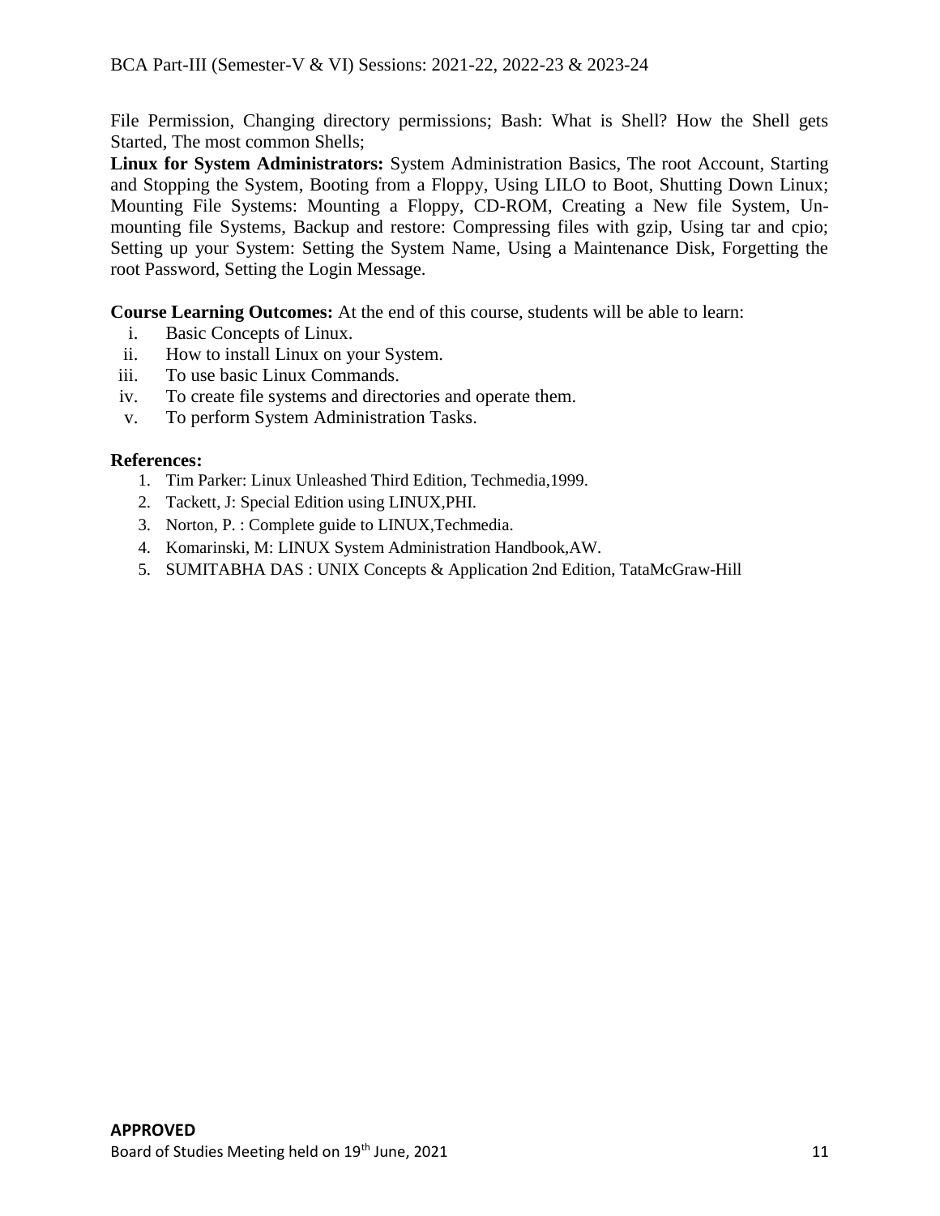File Permission, Changing directory permissions; Bash: What is Shell? How the Shell gets Started, The most common Shells;

**Linux for System Administrators:** System Administration Basics, The root Account, Starting and Stopping the System, Booting from a Floppy, Using LILO to Boot, Shutting Down Linux; Mounting File Systems: Mounting a Floppy, CD-ROM, Creating a New file System, Un-mounting file Systems, Backup and restore: Compressing files with gzip, Using tar and cpio; Setting up your System: Setting the System Name, Using a Maintenance Disk, Forgetting the root Password, Setting the Login Message.

**Course Learning Outcomes:** At the end of this course, students will be able to learn:

i. Basic Concepts of Linux.
ii. How to install Linux on your System.
iii. To use basic Linux Commands.
iv. To create file systems and directories and operate them.
v. To perform System Administration Tasks.

**References:**

1. Tim Parker: Linux Unleashed Third Edition, Techmedia,1999.
2. Tackett, J: Special Edition using LINUX,PHI.
3. Norton, P. : Complete guide to LINUX,Techmedia.
4. Komarinski, M: LINUX System Administration Handbook,AW.
5. SUMITABHA DAS : UNIX Concepts & Application 2nd Edition, TataMcGraw-Hill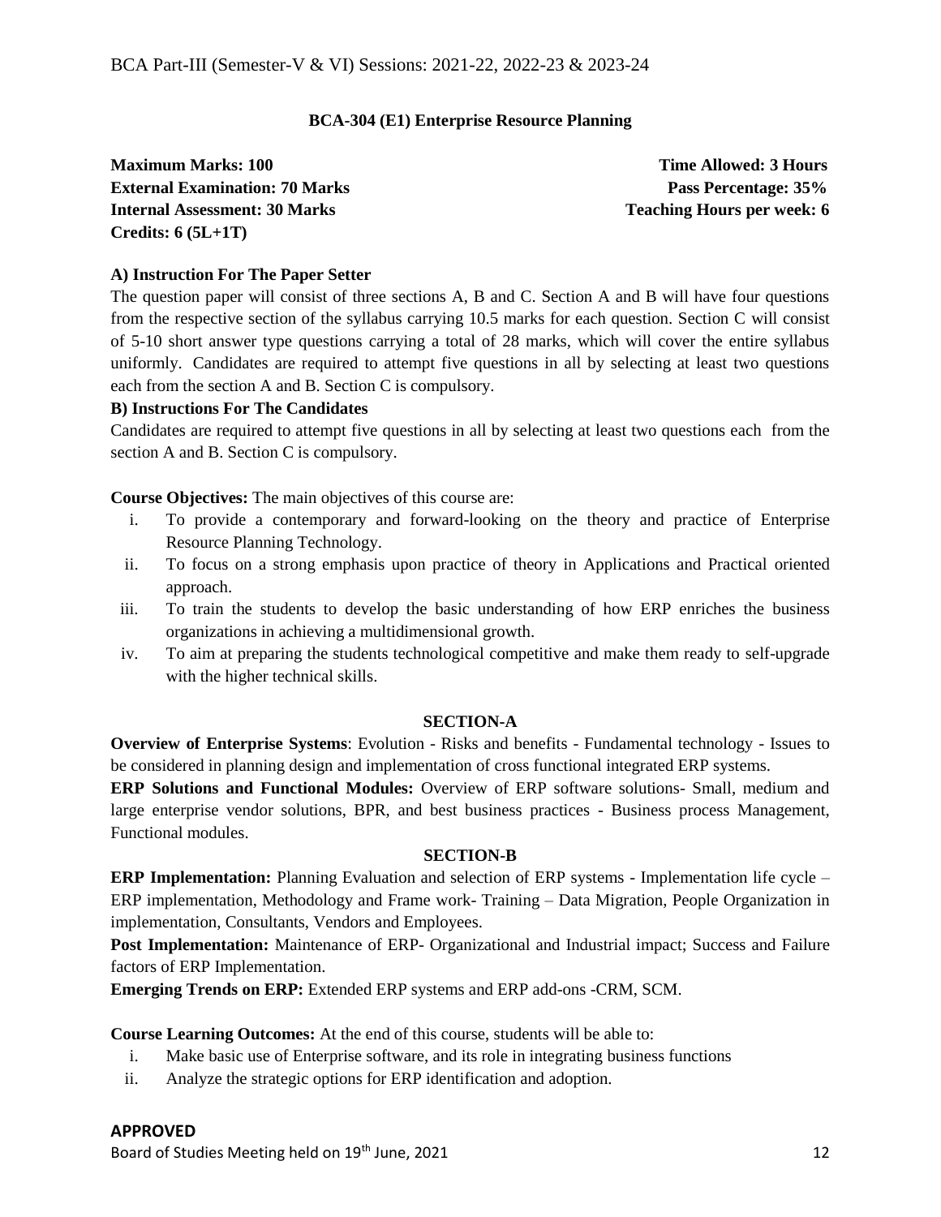## BCA-304 (E1) Enterprise Resource Planning

**Maximum Marks: 100** | **Time Allowed: 3 Hours**
**External Examination: 70 Marks** | **Pass Percentage: 35%**
**Internal Assessment: 30 Marks** | **Teaching Hours per week: 6**
**Credits: 6 (5L+1T)**

### A) Instruction For The Paper Setter

The question paper will consist of three sections A, B and C. Section A and B will have four questions from the respective section of the syllabus carrying 10.5 marks for each question. Section C will consist of 5-10 short answer type questions carrying a total of 28 marks, which will cover the entire syllabus uniformly. Candidates are required to attempt five questions in all by selecting at least two questions each from the section A and B. Section C is compulsory.

### B) Instructions For The Candidates

Candidates are required to attempt five questions in all by selecting at least two questions each from the section A and B. Section C is compulsory.

**Course Objectives:** The main objectives of this course are:

i. To provide a contemporary and forward-looking on the theory and practice of Enterprise Resource Planning Technology.
ii. To focus on a strong emphasis upon practice of theory in Applications and Practical oriented approach.
iii. To train the students to develop the basic understanding of how ERP enriches the business organizations in achieving a multidimensional growth.
iv. To aim at preparing the students technological competitive and make them ready to self-upgrade with the higher technical skills.

### SECTION-A

**Overview of Enterprise Systems**: Evolution - Risks and benefits - Fundamental technology - Issues to be considered in planning design and implementation of cross functional integrated ERP systems.

**ERP Solutions and Functional Modules:** Overview of ERP software solutions- Small, medium and large enterprise vendor solutions, BPR, and best business practices - Business process Management, Functional modules.

### SECTION-B

**ERP Implementation:** Planning Evaluation and selection of ERP systems - Implementation life cycle – ERP implementation, Methodology and Frame work- Training – Data Migration, People Organization in implementation, Consultants, Vendors and Employees.

**Post Implementation:** Maintenance of ERP- Organizational and Industrial impact; Success and Failure factors of ERP Implementation.

**Emerging Trends on ERP:** Extended ERP systems and ERP add-ons -CRM, SCM.

**Course Learning Outcomes:** At the end of this course, students will be able to:

i. Make basic use of Enterprise software, and its role in integrating business functions
ii. Analyze the strategic options for ERP identification and adoption.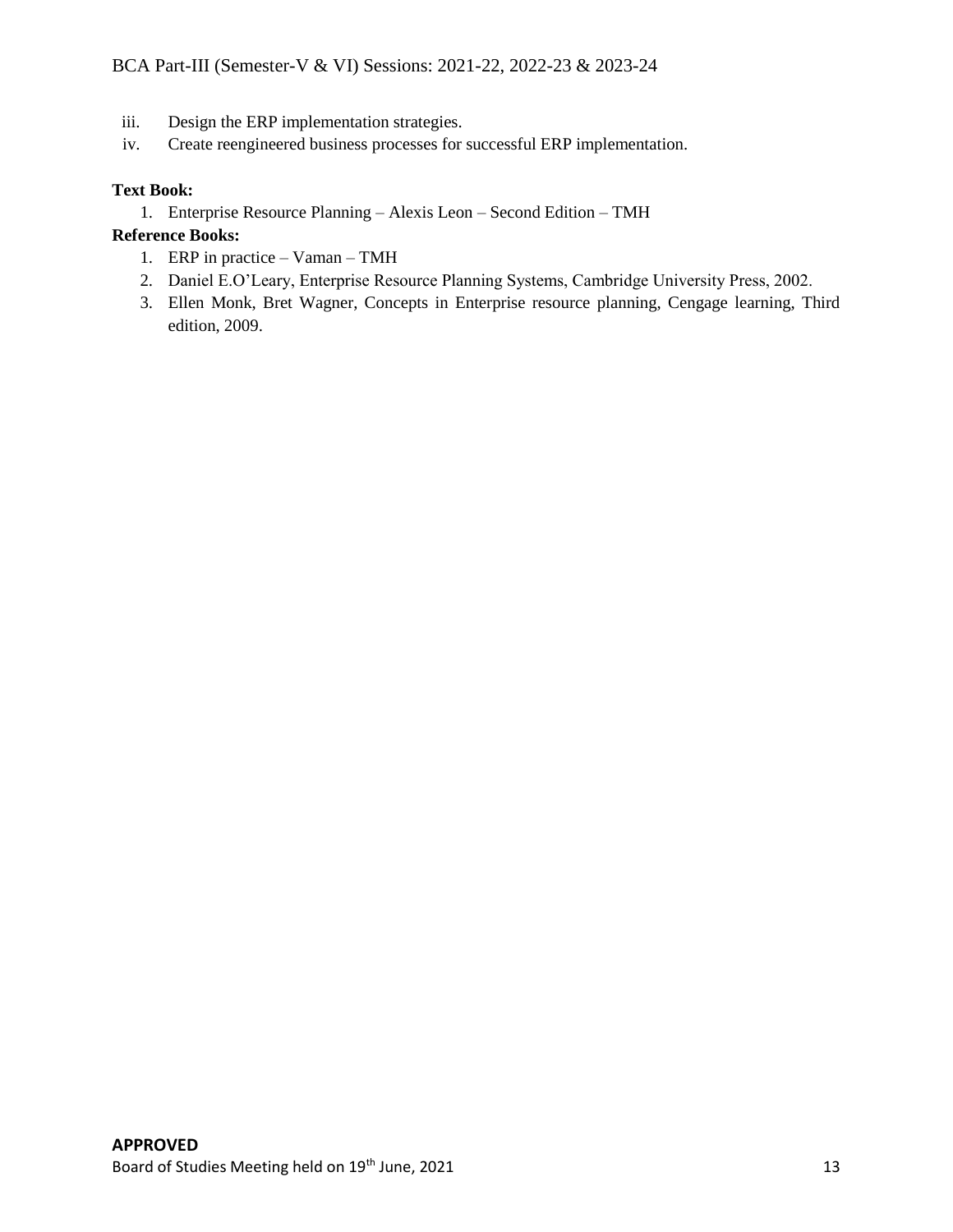iii. Design the ERP implementation strategies.
iv. Create reengineered business processes for successful ERP implementation.

**Text Book:**

1. Enterprise Resource Planning – Alexis Leon – Second Edition – TMH

**Reference Books:**

1. ERP in practice – Vaman – TMH
2. Daniel E.O'Leary, Enterprise Resource Planning Systems, Cambridge University Press, 2002.
3. Ellen Monk, Bret Wagner, Concepts in Enterprise resource planning, Cengage learning, Third edition, 2009.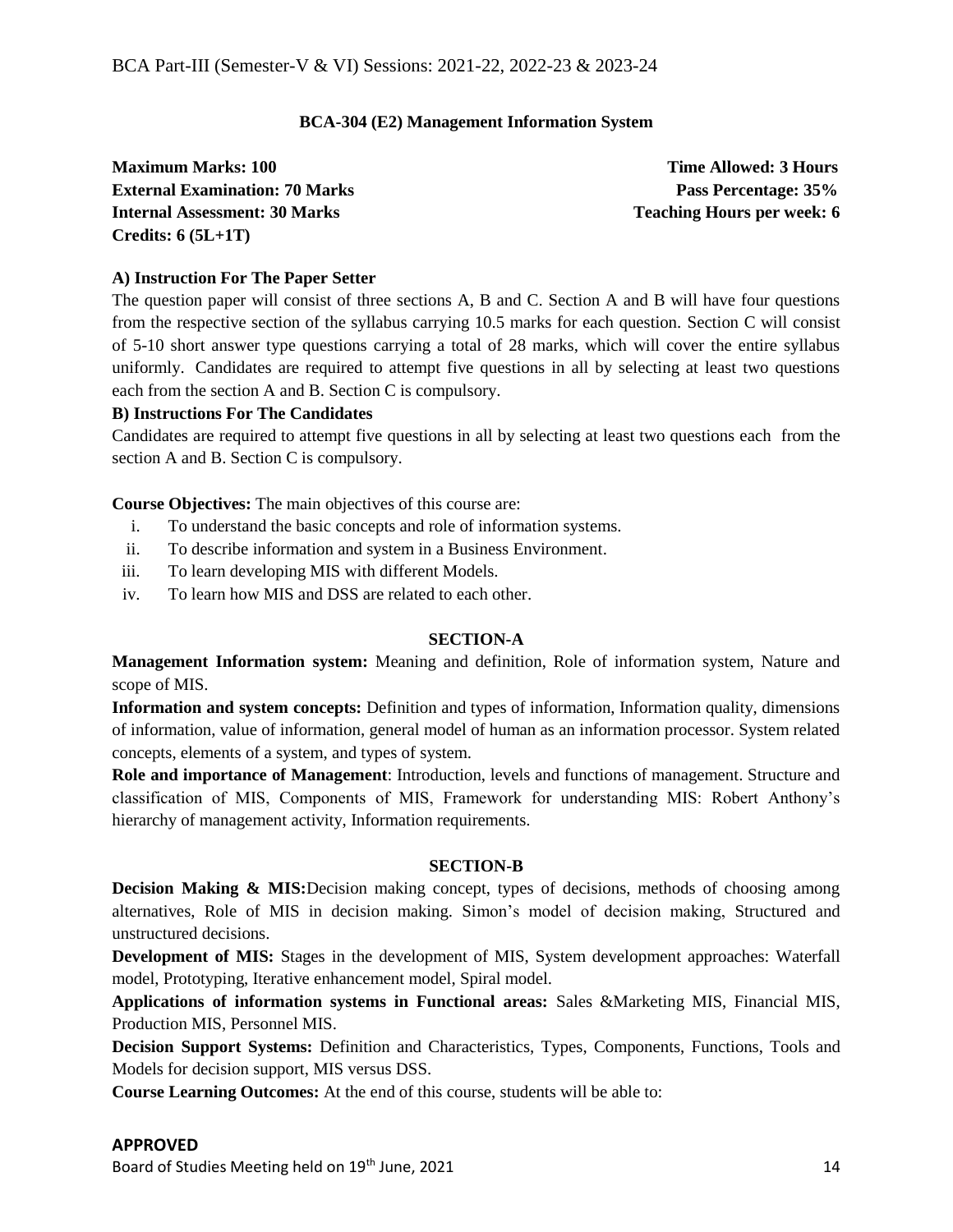## BCA-304 (E2) Management Information System

**Maximum Marks: 100** | **Time Allowed: 3 Hours**
**External Examination: 70 Marks** | **Pass Percentage: 35%**
**Internal Assessment: 30 Marks** | **Teaching Hours per week: 6**
**Credits: 6 (5L+1T)**

**A) Instruction For The Paper Setter**

The question paper will consist of three sections A, B and C. Section A and B will have four questions from the respective section of the syllabus carrying 10.5 marks for each question. Section C will consist of 5-10 short answer type questions carrying a total of 28 marks, which will cover the entire syllabus uniformly. Candidates are required to attempt five questions in all by selecting at least two questions each from the section A and B. Section C is compulsory.

**B) Instructions For The Candidates**

Candidates are required to attempt five questions in all by selecting at least two questions each from the section A and B. Section C is compulsory.

**Course Objectives:** The main objectives of this course are:

i. To understand the basic concepts and role of information systems.
ii. To describe information and system in a Business Environment.
iii. To learn developing MIS with different Models.
iv. To learn how MIS and DSS are related to each other.

### SECTION-A

**Management Information system:** Meaning and definition, Role of information system, Nature and scope of MIS.

**Information and system concepts:** Definition and types of information, Information quality, dimensions of information, value of information, general model of human as an information processor. System related concepts, elements of a system, and types of system.

**Role and importance of Management**: Introduction, levels and functions of management. Structure and classification of MIS, Components of MIS, Framework for understanding MIS: Robert Anthony's hierarchy of management activity, Information requirements.

### SECTION-B

**Decision Making & MIS:** Decision making concept, types of decisions, methods of choosing among alternatives, Role of MIS in decision making. Simon's model of decision making, Structured and unstructured decisions.

**Development of MIS:** Stages in the development of MIS, System development approaches: Waterfall model, Prototyping, Iterative enhancement model, Spiral model.

**Applications of information systems in Functional areas:** Sales &Marketing MIS, Financial MIS, Production MIS, Personnel MIS.

**Decision Support Systems:** Definition and Characteristics, Types, Components, Functions, Tools and Models for decision support, MIS versus DSS.

**Course Learning Outcomes:** At the end of this course, students will be able to: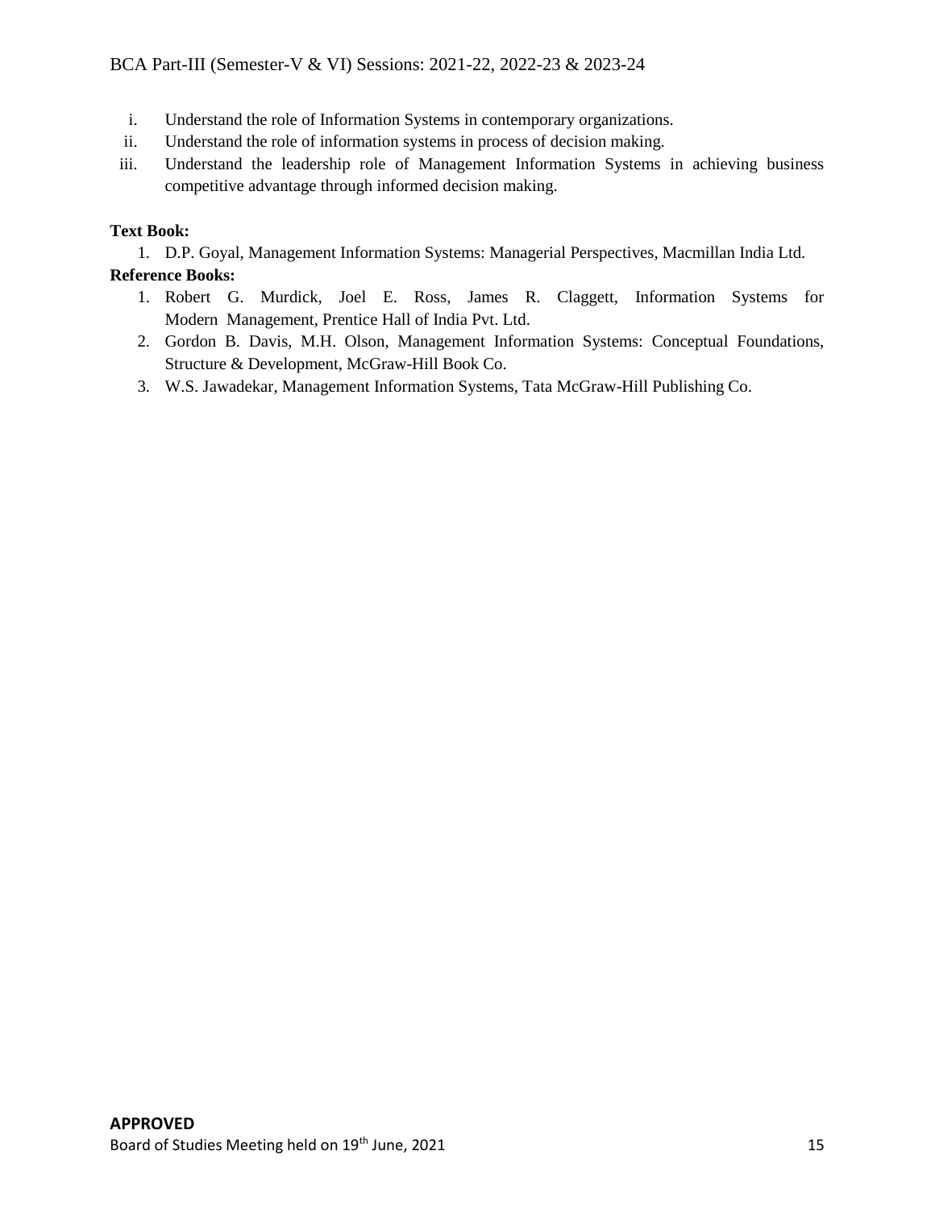i. Understand the role of Information Systems in contemporary organizations.
ii. Understand the role of information systems in process of decision making.
iii. Understand the leadership role of Management Information Systems in achieving business competitive advantage through informed decision making.

**Text Book:**

1. D.P. Goyal, Management Information Systems: Managerial Perspectives, Macmillan India Ltd.

**Reference Books:**

1. Robert G. Murdick, Joel E. Ross, James R. Claggett, Information Systems for Modern Management, Prentice Hall of India Pvt. Ltd.
2. Gordon B. Davis, M.H. Olson, Management Information Systems: Conceptual Foundations, Structure & Development, McGraw-Hill Book Co.
3. W.S. Jawadekar, Management Information Systems, Tata McGraw-Hill Publishing Co.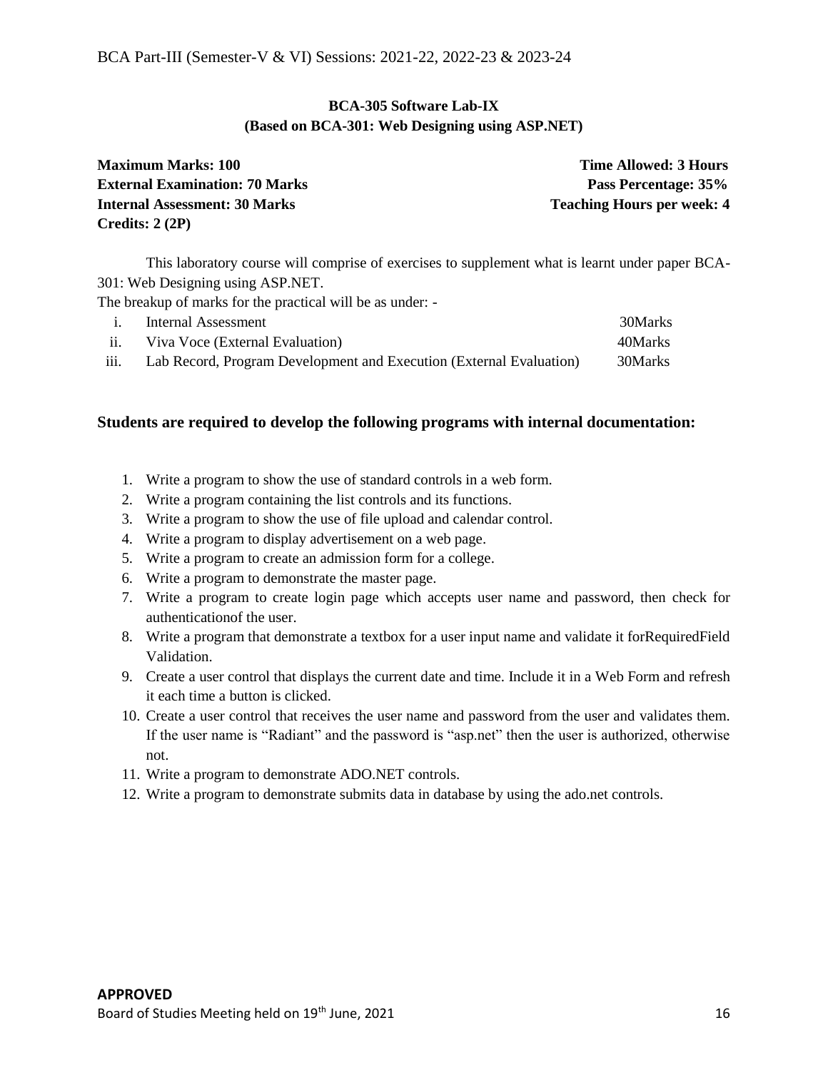**BCA-305 Software Lab-IX**
**(Based on BCA-301: Web Designing using ASP.NET)**

**Maximum Marks: 100** | **Time Allowed: 3 Hours**
**External Examination: 70 Marks** | **Pass Percentage: 35%**
**Internal Assessment: 30 Marks** | **Teaching Hours per week: 4**
**Credits: 2 (2P)**

This laboratory course will comprise of exercises to supplement what is learnt under paper BCA-301: Web Designing using ASP.NET.

The breakup of marks for the practical will be as under: -

i. Internal Assessment — 30Marks
ii. Viva Voce (External Evaluation) — 40Marks
iii. Lab Record, Program Development and Execution (External Evaluation) — 30Marks

### Students are required to develop the following programs with internal documentation:

1. Write a program to show the use of standard controls in a web form.
2. Write a program containing the list controls and its functions.
3. Write a program to show the use of file upload and calendar control.
4. Write a program to display advertisement on a web page.
5. Write a program to create an admission form for a college.
6. Write a program to demonstrate the master page.
7. Write a program to create login page which accepts user name and password, then check for authenticationof the user.
8. Write a program that demonstrate a textbox for a user input name and validate it forRequiredField Validation.
9. Create a user control that displays the current date and time. Include it in a Web Form and refresh it each time a button is clicked.
10. Create a user control that receives the user name and password from the user and validates them. If the user name is "Radiant" and the password is "asp.net" then the user is authorized, otherwise not.
11. Write a program to demonstrate ADO.NET controls.
12. Write a program to demonstrate submits data in database by using the ado.net controls.

**APPROVED**
Board of Studies Meeting held on 19th June, 2021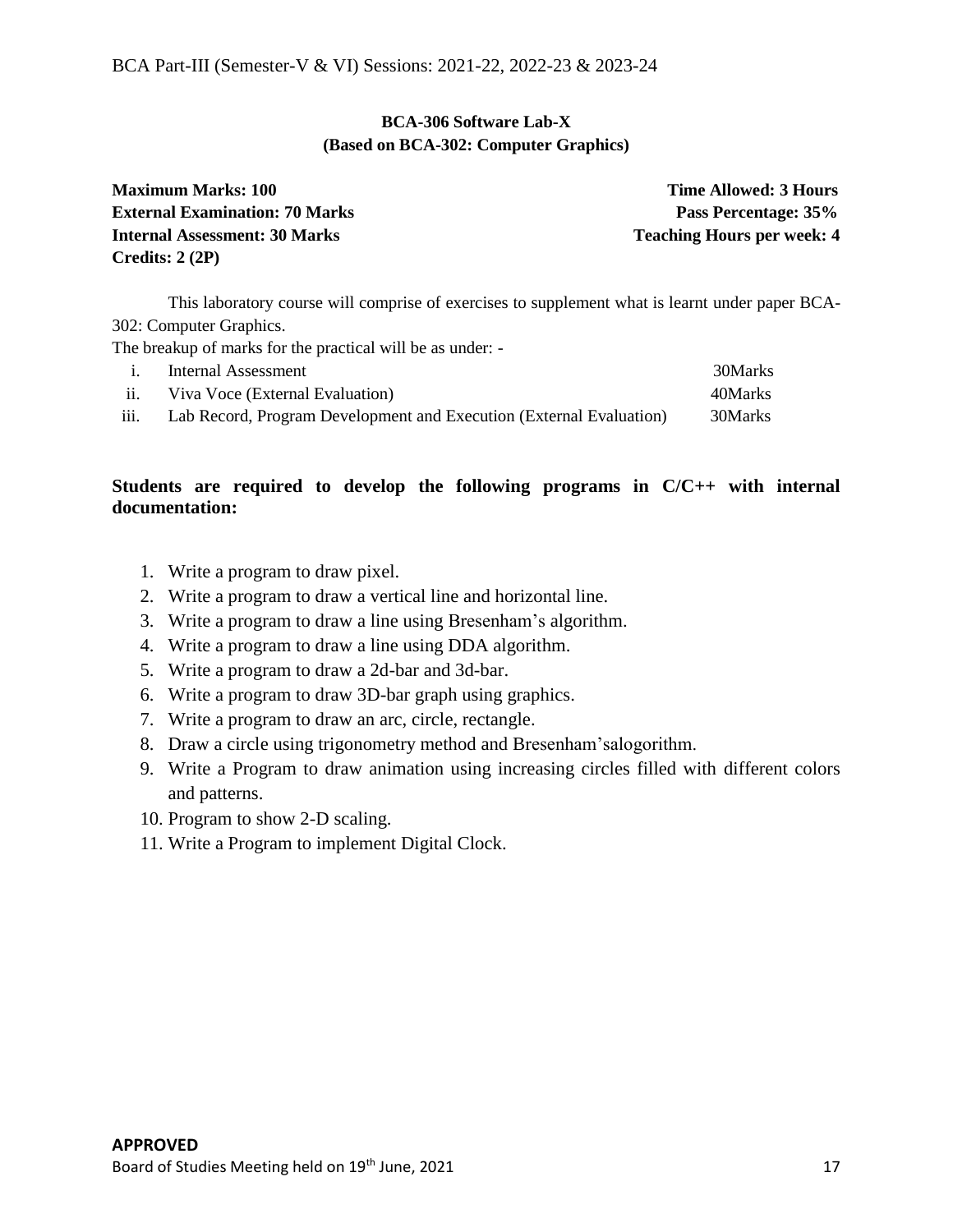## BCA-306 Software Lab-X
## (Based on BCA-302: Computer Graphics)

| | |
|---|---|
| **Maximum Marks: 100** | **Time Allowed: 3 Hours** |
| **External Examination: 70 Marks** | **Pass Percentage: 35%** |
| **Internal Assessment: 30 Marks** | **Teaching Hours per week: 4** |
| **Credits: 2 (2P)** | |

This laboratory course will comprise of exercises to supplement what is learnt under paper BCA-302: Computer Graphics.

The breakup of marks for the practical will be as under: -

| | | |
|---|---|---|
| i. | Internal Assessment | 30Marks |
| ii. | Viva Voce (External Evaluation) | 40Marks |
| iii. | Lab Record, Program Development and Execution (External Evaluation) | 30Marks |

**Students are required to develop the following programs in C/C++ with internal documentation:**

1. Write a program to draw pixel.
2. Write a program to draw a vertical line and horizontal line.
3. Write a program to draw a line using Bresenham's algorithm.
4. Write a program to draw a line using DDA algorithm.
5. Write a program to draw a 2d-bar and 3d-bar.
6. Write a program to draw 3D-bar graph using graphics.
7. Write a program to draw an arc, circle, rectangle.
8. Draw a circle using trigonometry method and Bresenham'salogorithm.
9. Write a Program to draw animation using increasing circles filled with different colors and patterns.
10. Program to show 2-D scaling.
11. Write a Program to implement Digital Clock.

**APPROVED**

Board of Studies Meeting held on 19th June, 2021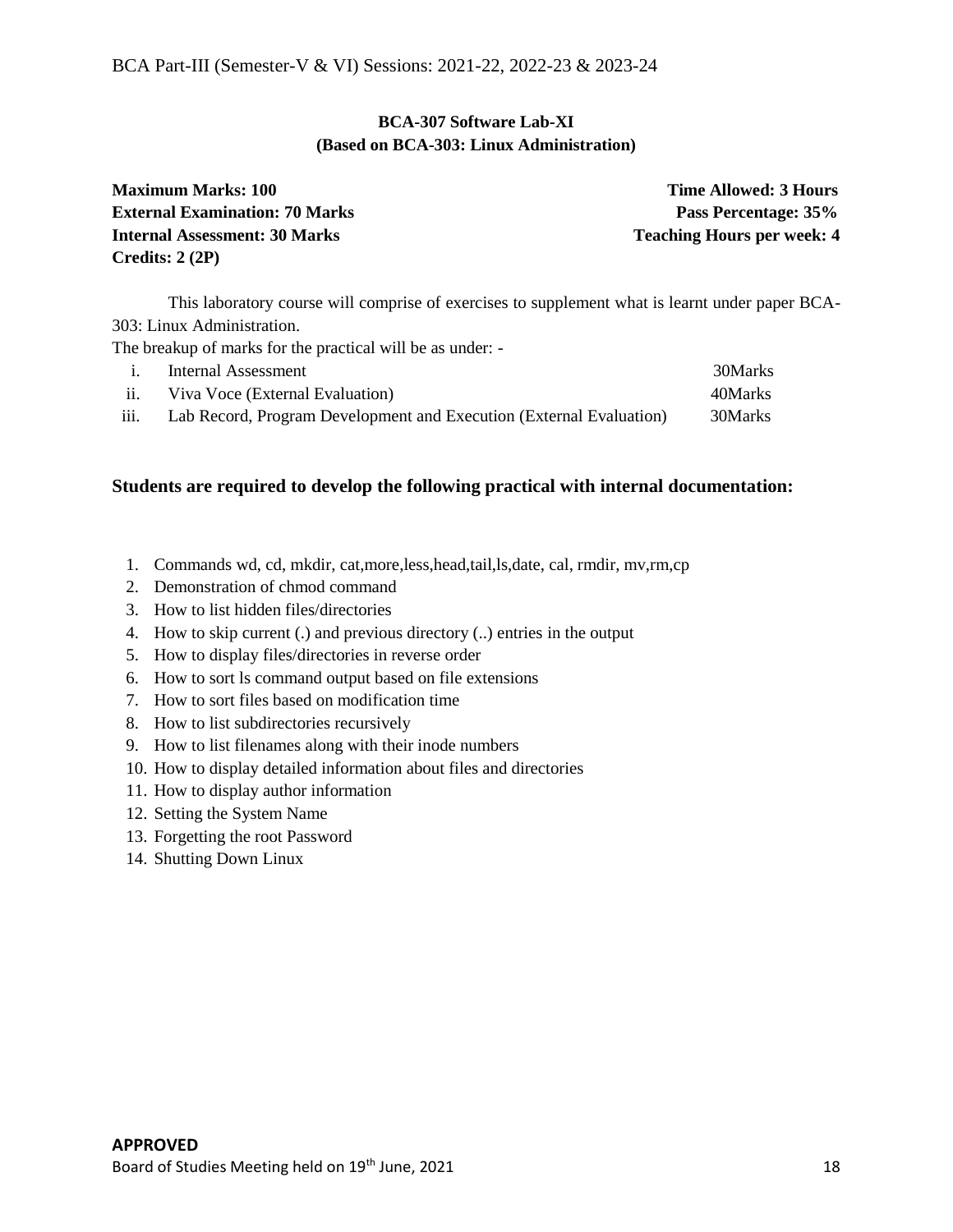## BCA-307 Software Lab-XI
### (Based on BCA-303: Linux Administration)

| | |
|---|---|
| **Maximum Marks: 100** | **Time Allowed: 3 Hours** |
| **External Examination: 70 Marks** | **Pass Percentage: 35%** |
| **Internal Assessment: 30 Marks** | **Teaching Hours per week: 4** |
| **Credits: 2 (2P)** | |

This laboratory course will comprise of exercises to supplement what is learnt under paper BCA-303: Linux Administration.

The breakup of marks for the practical will be as under: -

| | | |
|---|---|---|
| i. | Internal Assessment | 30Marks |
| ii. | Viva Voce (External Evaluation) | 40Marks |
| iii. | Lab Record, Program Development and Execution (External Evaluation) | 30Marks |

### Students are required to develop the following practical with internal documentation:

1. Commands wd, cd, mkdir, cat,more,less,head,tail,ls,date, cal, rmdir, mv,rm,cp
2. Demonstration of chmod command
3. How to list hidden files/directories
4. How to skip current (.) and previous directory (..) entries in the output
5. How to display files/directories in reverse order
6. How to sort ls command output based on file extensions
7. How to sort files based on modification time
8. How to list subdirectories recursively
9. How to list filenames along with their inode numbers
10. How to display detailed information about files and directories
11. How to display author information
12. Setting the System Name
13. Forgetting the root Password
14. Shutting Down Linux

**APPROVED**

Board of Studies Meeting held on 19th June, 2021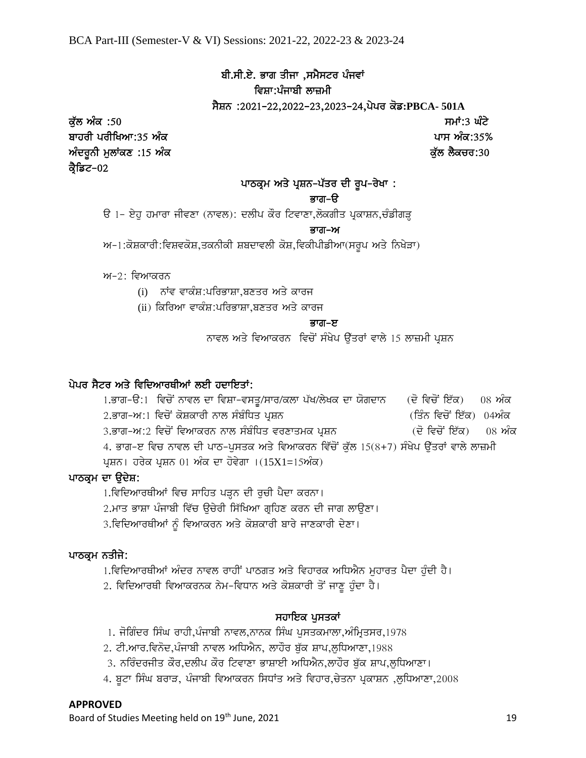# ਬੀ.ਸੀ.ਏ. ਭਾਗ ਤੀਜਾ ,ਸਮੈਸਟਰ ਪੰਜਵਾਂ

## ਵਿਸ਼ਾ:ਪੰਜਾਬੀ ਲਾਜ਼ਮੀ

**ਸੈਸ਼ਨ :2021-22,2022-23,2023-24,ਪੇਪਰ ਕੋਡ:PBCA- 501A**

**ਕੁੱਲ ਅੰਕ :50** | **ਸਮਾਂ:3 ਘੰਟੇ**

**ਬਾਹਰੀ ਪਰੀਖਿਆ:35 ਅੰਕ** | **ਪਾਸ ਅੰਕ:35%**

**ਅੰਦਰੂਨੀ ਮੁਲਾਂਕਣ :15 ਅੰਕ** | **ਕੁੱਲ ਲੈਕਚਰ:30**

**ਕ੍ਰੈਡਿਟ-02**

### ਪਾਠਕ੍ਰਮ ਅਤੇ ਪ੍ਰਸ਼ਨ-ਪੱਤਰ ਦੀ ਰੂਪ-ਰੇਖਾ :

**ਭਾਗ-ੳ**

ੳ 1- ਏਹੁ ਹਮਾਰਾ ਜੀਵਣਾ (ਨਾਵਲ): ਦਲੀਪ ਕੌਰ ਟਿਵਾਣਾ,ਲੋਕਗੀਤ ਪ੍ਰਕਾਸ਼ਨ,ਚੰਡੀਗੜ੍ਹ

**ਭਾਗ-ਅ**

ਅ-1:ਕੋਸ਼ਕਾਰੀ:ਵਿਸ਼ਵਕੋਸ਼,ਤਕਨੀਕੀ ਸ਼ਬਦਾਵਲੀ ਕੋਸ਼,ਵਿਕੀਪੀਡੀਆ(ਸਰੂਪ ਅਤੇ ਨਿਖੇੜਾ)

ਅ-2: ਵਿਆਕਰਨ

(i) ਨਾਂਵ ਵਾਕੰਸ਼:ਪਰਿਭਾਸ਼ਾ,ਬਣਤਰ ਅਤੇ ਕਾਰਜ

(ii) ਕਿਰਿਆ ਵਾਕੰਸ਼:ਪਰਿਭਾਸ਼ਾ,ਬਣਤਰ ਅਤੇ ਕਾਰਜ

**ਭਾਗ-ੲ**

ਨਾਵਲ ਅਤੇ ਵਿਆਕਰਨ ਵਿਚੋਂ ਸੰਖੇਪ ਉੱਤਰਾਂ ਵਾਲੇ 15 ਲਾਜ਼ਮੀ ਪ੍ਰਸ਼ਨ

### ਪੇਪਰ ਸੈਟਰ ਅਤੇ ਵਿਦਿਆਰਥੀਆਂ ਲਈ ਹਦਾਇਤਾਂ:

1.ਭਾਗ-ੳ:1 ਵਿਚੋਂ ਨਾਵਲ ਦਾ ਵਿਸ਼ਾ-ਵਸਤੂ/ਸਾਰ/ਕਲਾ ਪੱਖ/ਲੇਖਕ ਦਾ ਯੋਗਦਾਨ (ਦੋ ਵਿਚੋਂ ਇੱਕ) 08 ਅੰਕ

2.ਭਾਗ-ਅ:1 ਵਿਚੋਂ ਕੋਸ਼ਕਾਰੀ ਨਾਲ ਸੰਬੰਧਿਤ ਪ੍ਰਸ਼ਨ (ਤਿੰਨ ਵਿਚੋਂ ਇੱਕ) 04ਅੰਕ

3.ਭਾਗ-ਅ:2 ਵਿਚੋਂ ਵਿਆਕਰਨ ਨਾਲ ਸੰਬੰਧਿਤ ਵਰਣਾਤਮਕ ਪ੍ਰਸ਼ਨ (ਦੋ ਵਿਚੋਂ ਇੱਕ) 08 ਅੰਕ

4. ਭਾਗ-ੲ ਵਿਚ ਨਾਵਲ ਦੀ ਪਾਠ-ਪੁਸਤਕ ਅਤੇ ਵਿਆਕਰਨ ਵਿੱਚੋਂ ਕੁੱਲ 15(8+7) ਸੰਖੇਪ ਉੱਤਰਾਂ ਵਾਲੇ ਲਾਜ਼ਮੀ ਪ੍ਰਸ਼ਨ। ਹਰੇਕ ਪ੍ਰਸ਼ਨ 01 ਅੰਕ ਦਾ ਹੋਵੇਗਾ ।(15X1=15ਅੰਕ)

### ਪਾਠਕ੍ਰਮ ਦਾ ਉਦੇਸ਼:

1.ਵਿਦਿਆਰਥੀਆਂ ਵਿਚ ਸਾਹਿਤ ਪੜ੍ਹਨ ਦੀ ਰੁਚੀ ਪੈਦਾ ਕਰਨਾ।

2.ਮਾਤ ਭਾਸ਼ਾ ਪੰਜਾਬੀ ਵਿੱਚ ਉਚੇਰੀ ਸਿੱਖਿਆ ਗ੍ਰਹਿਣ ਕਰਨ ਦੀ ਜਾਗ ਲਾਉਣਾ।

3.ਵਿਦਿਆਰਥੀਆਂ ਨੂੰ ਵਿਆਕਰਨ ਅਤੇ ਕੋਸ਼ਕਾਰੀ ਬਾਰੇ ਜਾਣਕਾਰੀ ਦੇਣਾ।

### ਪਾਠਕ੍ਰਮ ਨਤੀਜੇ:

1.ਵਿਦਿਆਰਥੀਆਂ ਅੰਦਰ ਨਾਵਲ ਰਾਹੀਂ ਪਾਠਗਤ ਅਤੇ ਵਿਹਾਰਕ ਅਧਿਐਨ ਮੁਹਾਰਤ ਪੈਦਾ ਹੁੰਦੀ ਹੈ।

2. ਵਿਦਿਆਰਥੀ ਵਿਆਕਰਨਕ ਨੇਮ-ਵਿਧਾਨ ਅਤੇ ਕੋਸ਼ਕਾਰੀ ਤੋਂ ਜਾਣੂ ਹੁੰਦਾ ਹੈ।

### ਸਹਾਇਕ ਪੁਸਤਕਾਂ

1. ਜੋਗਿੰਦਰ ਸਿੰਘ ਰਾਹੀ,ਪੰਜਾਬੀ ਨਾਵਲ,ਨਾਨਕ ਸਿੰਘ ਪੁਸਤਕਮਾਲਾ,ਅੰਮ੍ਰਿਤਸਰ,1978
2. ਟੀ.ਆਰ.ਵਿਨੋਦ,ਪੰਜਾਬੀ ਨਾਵਲ ਅਧਿਐਨ, ਲਾਹੌਰ ਬੁੱਕ ਸ਼ਾਪ,ਲੁਧਿਆਣਾ,1988
3. ਨਰਿੰਦਰਜੀਤ ਕੌਰ,ਦਲੀਪ ਕੌਰ ਟਿਵਾਣਾ ਭਾਸ਼ਾਈ ਅਧਿਐਨ,ਲਾਹੌਰ ਬੁੱਕ ਸ਼ਾਪ,ਲੁਧਿਆਣਾ।
4. ਬੂਟਾ ਸਿੰਘ ਬਰਾੜ, ਪੰਜਾਬੀ ਵਿਆਕਰਨ ਸਿਧਾਂਤ ਅਤੇ ਵਿਹਾਰ,ਚੇਤਨਾ ਪ੍ਰਕਾਸ਼ਨ ,ਲੁਧਿਆਣਾ,2008

**APPROVED**

Board of Studies Meeting held on 19th June, 2021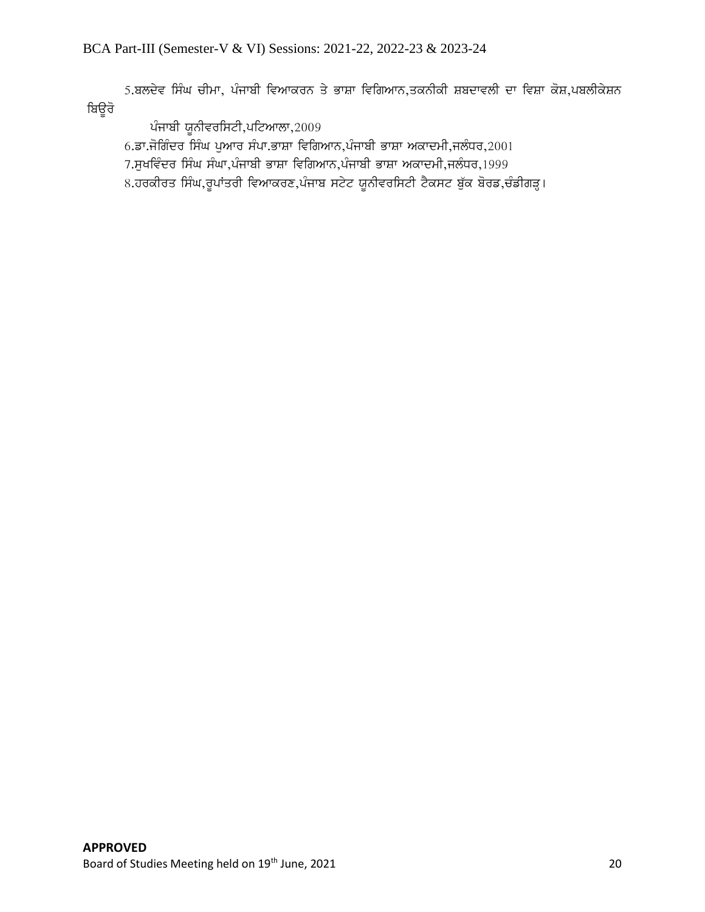5.ਬਲਦੇਵ ਸਿੰਘ ਚੀਮਾ, ਪੰਜਾਬੀ ਵਿਆਕਰਨ ਤੇ ਭਾਸ਼ਾ ਵਿਗਿਆਨ,ਤਕਨੀਕੀ ਸ਼ਬਦਾਵਲੀ ਦਾ ਵਿਸ਼ਾ ਕੋਸ਼,ਪਬਲੀਕੇਸ਼ਨ ਬਿਊਰੋ

ਪੰਜਾਬੀ ਯੂਨੀਵਰਸਿਟੀ,ਪਟਿਆਲਾ,2009

6.ਡਾ.ਜੋਗਿੰਦਰ ਸਿੰਘ ਪੁਆਰ ਸੰਪਾ.ਭਾਸ਼ਾ ਵਿਗਿਆਨ,ਪੰਜਾਬੀ ਭਾਸ਼ਾ ਅਕਾਦਮੀ,ਜਲੰਧਰ,2001

7.ਸੁਖਵਿੰਦਰ ਸਿੰਘ ਸੰਘਾ,ਪੰਜਾਬੀ ਭਾਸ਼ਾ ਵਿਗਿਆਨ,ਪੰਜਾਬੀ ਭਾਸ਼ਾ ਅਕਾਦਮੀ,ਜਲੰਧਰ,1999

8.ਹਰਕੀਰਤ ਸਿੰਘ,ਰੂਪਾਂਤਰੀ ਵਿਆਕਰਣ,ਪੰਜਾਬ ਸਟੇਟ ਯੂਨੀਵਰਸਿਟੀ ਟੈਕਸਟ ਬੁੱਕ ਬੋਰਡ,ਚੰਡੀਗੜ੍ਹ।

**APPROVED**

Board of Studies Meeting held on 19th June, 2021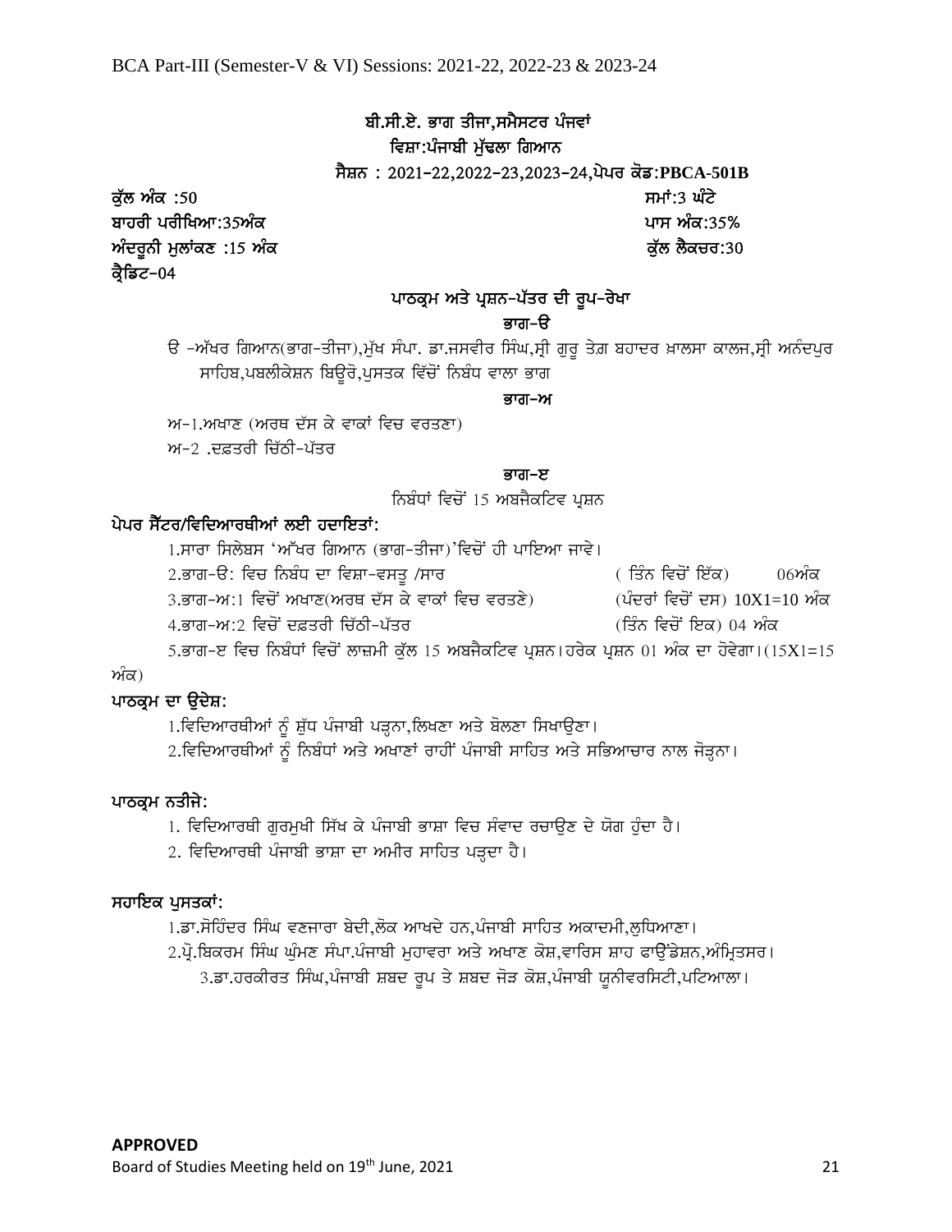# ਬੀ.ਸੀ.ਏ. ਭਾਗ ਤੀਜਾ,ਸਮੈਸਟਰ ਪੰਜਵਾਂ

## ਵਿਸ਼ਾ:ਪੰਜਾਬੀ ਮੁੱਢਲਾ ਗਿਆਨ

**ਸੈਸ਼ਨ : 2021-22,2022-23,2023-24,ਪੇਪਰ ਕੋਡ:PBCA-501B**

**ਕੁੱਲ ਅੰਕ :50** — **ਸਮਾਂ:3 ਘੰਟੇ**

**ਬਾਹਰੀ ਪਰੀਖਿਆ:35ਅੰਕ** — **ਪਾਸ ਅੰਕ:35%**

**ਅੰਦਰੂਨੀ ਮੁਲਾਂਕਣ :15 ਅੰਕ** — **ਕੁੱਲ ਲੈਕਚਰ:30**

**ਕ੍ਰੈਡਿਟ-04**

### ਪਾਠਕ੍ਰਮ ਅਤੇ ਪ੍ਰਸ਼ਨ-ਪੱਤਰ ਦੀ ਰੂਪ-ਰੇਖਾ

**ਭਾਗ-ੳ**

ੳ -ਅੱਖਰ ਗਿਆਨ(ਭਾਗ-ਤੀਜਾ),ਮੁੱਖ ਸੰਪਾ. ਡਾ.ਜਸਵੀਰ ਸਿੰਘ,ਸ੍ਰੀ ਗੁਰੂ ਤੇਗ਼ ਬਹਾਦਰ ਖ਼ਾਲਸਾ ਕਾਲਜ,ਸ੍ਰੀ ਅਨੰਦਪੁਰ ਸਾਹਿਬ,ਪਬਲੀਕੇਸ਼ਨ ਬਿਊਰੋ,ਪੁਸਤਕ ਵਿੱਚੋਂ ਨਿਬੰਧ ਵਾਲਾ ਭਾਗ

**ਭਾਗ-ਅ**

ਅ-1.ਅਖਾਣ (ਅਰਥ ਦੱਸ ਕੇ ਵਾਕਾਂ ਵਿਚ ਵਰਤਣਾ)

ਅ-2 .ਦਫ਼ਤਰੀ ਚਿੱਠੀ-ਪੱਤਰ

**ਭਾਗ-ੲ**

ਨਿਬੰਧਾਂ ਵਿਚੋਂ 15 ਅਬਜੈਕਟਿਵ ਪ੍ਰਸ਼ਨ

### ਪੇਪਰ ਸੈੱਟਰ/ਵਿਦਿਆਰਥੀਆਂ ਲਈ ਹਦਾਇਤਾਂ:

1.ਸਾਰਾ ਸਿਲੇਬਸ 'ਅੱਖਰ ਗਿਆਨ (ਭਾਗ-ਤੀਜਾ)'ਵਿਚੋਂ ਹੀ ਪਾਇਆ ਜਾਵੇ।

2.ਭਾਗ-ੳ: ਵਿਚ ਨਿਬੰਧ ਦਾ ਵਿਸ਼ਾ-ਵਸਤੂ /ਸਾਰ ( ਤਿੰਨ ਵਿਚੋਂ ਇੱਕ) 06ਅੰਕ

3.ਭਾਗ-ਅ:1 ਵਿਚੋਂ ਅਖਾਣ(ਅਰਥ ਦੱਸ ਕੇ ਵਾਕਾਂ ਵਿਚ ਵਰਤਣੇ) (ਪੰਦਰਾਂ ਵਿਚੋਂ ਦਸ) 10X1=10 ਅੰਕ

4.ਭਾਗ-ਅ:2 ਵਿਚੋਂ ਦਫ਼ਤਰੀ ਚਿੱਠੀ-ਪੱਤਰ (ਤਿੰਨ ਵਿਚੋਂ ਇਕ) 04 ਅੰਕ

5.ਭਾਗ-ੲ ਵਿਚ ਨਿਬੰਧਾਂ ਵਿਚੋਂ ਲਾਜ਼ਮੀ ਕੁੱਲ 15 ਅਬਜੈਕਟਿਵ ਪ੍ਰਸ਼ਨ।ਹਰੇਕ ਪ੍ਰਸ਼ਨ 01 ਅੰਕ ਦਾ ਹੋਵੇਗਾ।(15X1=15 ਅੰਕ)

### ਪਾਠਕ੍ਰਮ ਦਾ ਉਦੇਸ਼:

1.ਵਿਦਿਆਰਥੀਆਂ ਨੂੰ ਸ਼ੁੱਧ ਪੰਜਾਬੀ ਪੜ੍ਹਨਾ,ਲਿਖਣਾ ਅਤੇ ਬੋਲਣਾ ਸਿਖਾਉਣਾ।

2.ਵਿਦਿਆਰਥੀਆਂ ਨੂੰ ਨਿਬੰਧਾਂ ਅਤੇ ਅਖਾਣਾਂ ਰਾਹੀਂ ਪੰਜਾਬੀ ਸਾਹਿਤ ਅਤੇ ਸਭਿਆਚਾਰ ਨਾਲ ਜੋੜ੍ਹਨਾ।

### ਪਾਠਕ੍ਰਮ ਨਤੀਜੇ:

1. ਵਿਦਿਆਰਥੀ ਗੁਰਮੁਖੀ ਸਿੱਖ ਕੇ ਪੰਜਾਬੀ ਭਾਸ਼ਾ ਵਿਚ ਸੰਵਾਦ ਰਚਾਉਣ ਦੇ ਯੋਗ ਹੁੰਦਾ ਹੈ।
2. ਵਿਦਿਆਰਥੀ ਪੰਜਾਬੀ ਭਾਸ਼ਾ ਦਾ ਅਮੀਰ ਸਾਹਿਤ ਪੜ੍ਹਦਾ ਹੈ।

### ਸਹਾਇਕ ਪੁਸਤਕਾਂ:

1.ਡਾ.ਸੋਹਿੰਦਰ ਸਿੰਘ ਵਣਜਾਰਾ ਬੇਦੀ,ਲੋਕ ਆਖਦੇ ਹਨ,ਪੰਜਾਬੀ ਸਾਹਿਤ ਅਕਾਦਮੀ,ਲੁਧਿਆਣਾ।

2.ਪ੍ਰੋ.ਬਿਕਰਮ ਸਿੰਘ ਘੁੰਮਣ ਸੰਪਾ.ਪੰਜਾਬੀ ਮੁਹਾਵਰਾ ਅਤੇ ਅਖਾਣ ਕੋਸ਼,ਵਾਰਿਸ ਸ਼ਾਹ ਫਾਉਂਡੇਸ਼ਨ,ਅੰਮ੍ਰਿਤਸਰ।

3.ਡਾ.ਹਰਕੀਰਤ ਸਿੰਘ,ਪੰਜਾਬੀ ਸ਼ਬਦ ਰੂਪ ਤੇ ਸ਼ਬਦ ਜੋੜ ਕੋਸ਼,ਪੰਜਾਬੀ ਯੂਨੀਵਰਸਿਟੀ,ਪਟਿਆਲਾ।

**APPROVED**

Board of Studies Meeting held on 19th June, 2021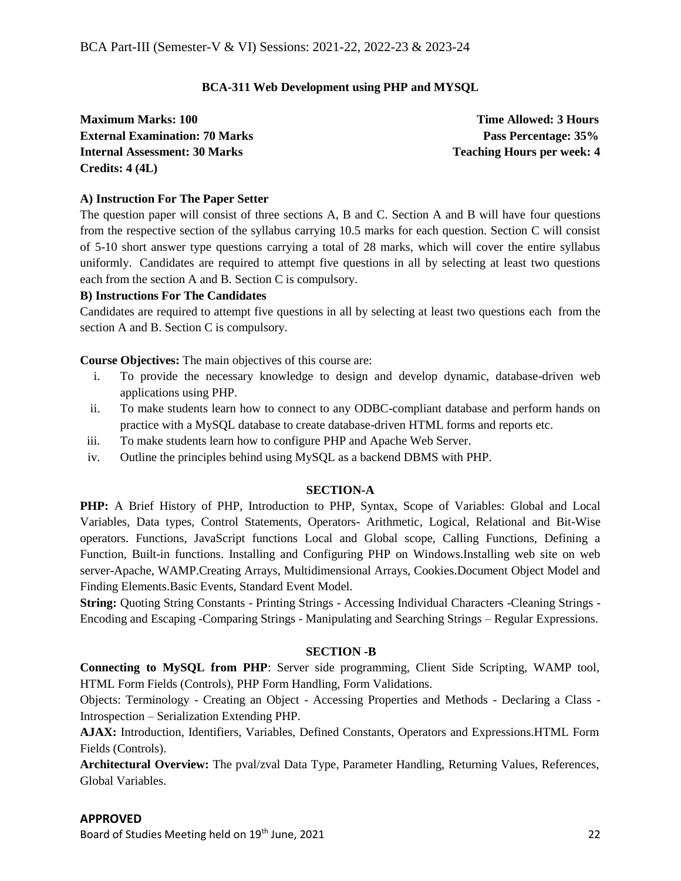## BCA-311 Web Development using PHP and MYSQL

**Maximum Marks: 100** — **Time Allowed: 3 Hours**
**External Examination: 70 Marks** — **Pass Percentage: 35%**
**Internal Assessment: 30 Marks** — **Teaching Hours per week: 4**
**Credits: 4 (4L)**

### A) Instruction For The Paper Setter

The question paper will consist of three sections A, B and C. Section A and B will have four questions from the respective section of the syllabus carrying 10.5 marks for each question. Section C will consist of 5-10 short answer type questions carrying a total of 28 marks, which will cover the entire syllabus uniformly. Candidates are required to attempt five questions in all by selecting at least two questions each from the section A and B. Section C is compulsory.

### B) Instructions For The Candidates

Candidates are required to attempt five questions in all by selecting at least two questions each from the section A and B. Section C is compulsory.

**Course Objectives:** The main objectives of this course are:

i. To provide the necessary knowledge to design and develop dynamic, database-driven web applications using PHP.
ii. To make students learn how to connect to any ODBC-compliant database and perform hands on practice with a MySQL database to create database-driven HTML forms and reports etc.
iii. To make students learn how to configure PHP and Apache Web Server.
iv. Outline the principles behind using MySQL as a backend DBMS with PHP.

### SECTION-A

**PHP:** A Brief History of PHP, Introduction to PHP, Syntax, Scope of Variables: Global and Local Variables, Data types, Control Statements, Operators- Arithmetic, Logical, Relational and Bit-Wise operators. Functions, JavaScript functions Local and Global scope, Calling Functions, Defining a Function, Built-in functions. Installing and Configuring PHP on Windows.Installing web site on web server-Apache, WAMP.Creating Arrays, Multidimensional Arrays, Cookies.Document Object Model and Finding Elements.Basic Events, Standard Event Model.

**String:** Quoting String Constants - Printing Strings - Accessing Individual Characters -Cleaning Strings - Encoding and Escaping -Comparing Strings - Manipulating and Searching Strings – Regular Expressions.

### SECTION -B

**Connecting to MySQL from PHP**: Server side programming, Client Side Scripting, WAMP tool, HTML Form Fields (Controls), PHP Form Handling, Form Validations.

Objects: Terminology - Creating an Object - Accessing Properties and Methods - Declaring a Class - Introspection – Serialization Extending PHP.

**AJAX:** Introduction, Identifiers, Variables, Defined Constants, Operators and Expressions.HTML Form Fields (Controls).

**Architectural Overview:** The pval/zval Data Type, Parameter Handling, Returning Values, References, Global Variables.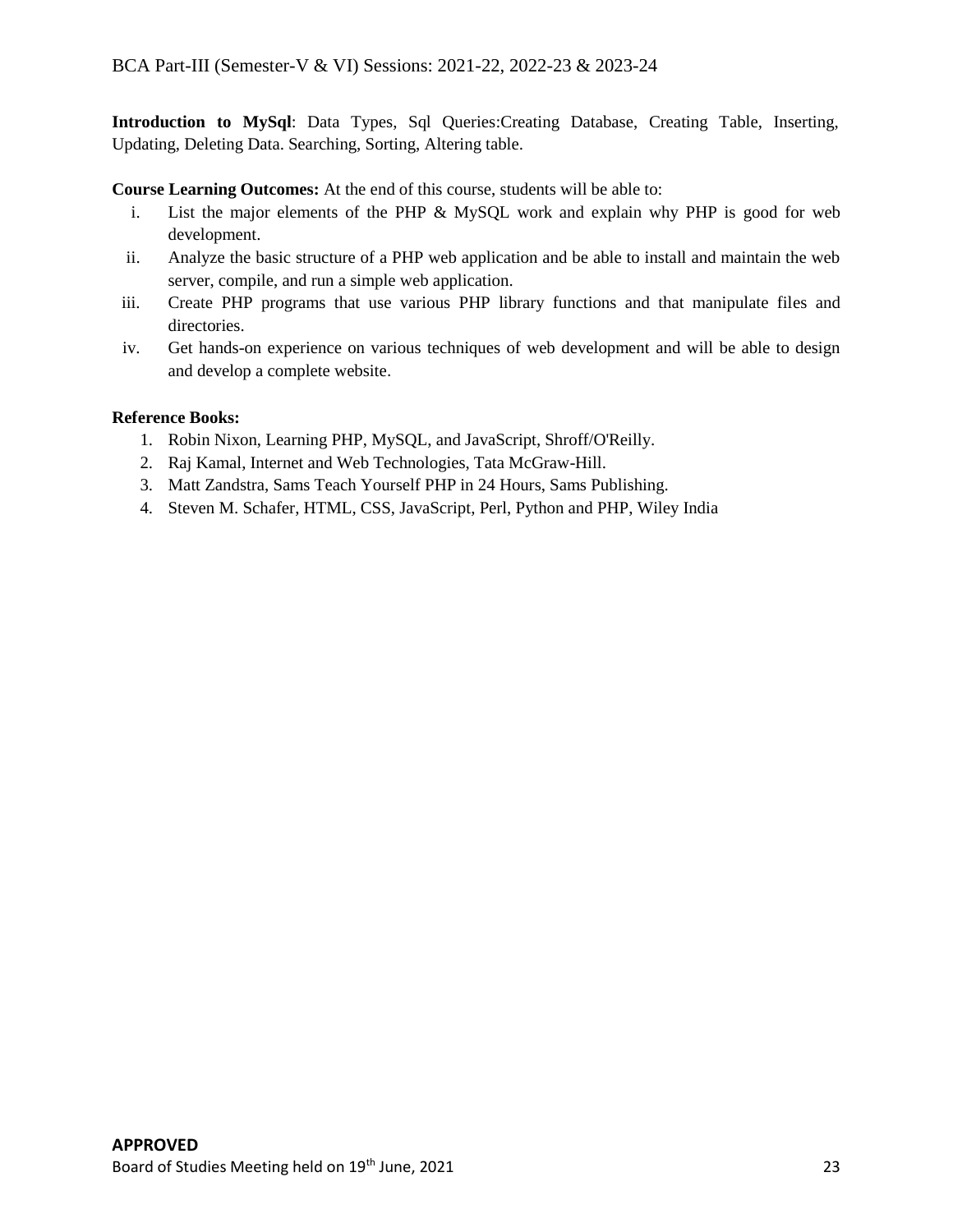**Introduction to MySql**: Data Types, Sql Queries:Creating Database, Creating Table, Inserting, Updating, Deleting Data. Searching, Sorting, Altering table.

**Course Learning Outcomes:** At the end of this course, students will be able to:

i. List the major elements of the PHP & MySQL work and explain why PHP is good for web development.
ii. Analyze the basic structure of a PHP web application and be able to install and maintain the web server, compile, and run a simple web application.
iii. Create PHP programs that use various PHP library functions and that manipulate files and directories.
iv. Get hands-on experience on various techniques of web development and will be able to design and develop a complete website.

**Reference Books:**

1. Robin Nixon, Learning PHP, MySQL, and JavaScript, Shroff/O'Reilly.
2. Raj Kamal, Internet and Web Technologies, Tata McGraw-Hill.
3. Matt Zandstra, Sams Teach Yourself PHP in 24 Hours, Sams Publishing.
4. Steven M. Schafer, HTML, CSS, JavaScript, Perl, Python and PHP, Wiley India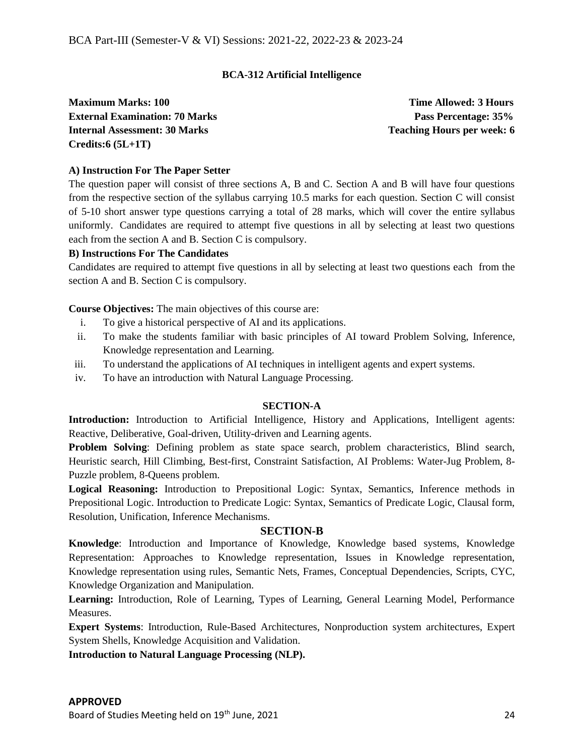**BCA-312 Artificial Intelligence**

**Maximum Marks: 100** **Time Allowed: 3 Hours**
**External Examination: 70 Marks** **Pass Percentage: 35%**
**Internal Assessment: 30 Marks** **Teaching Hours per week: 6**
**Credits:6 (5L+1T)**

**A) Instruction For The Paper Setter**

The question paper will consist of three sections A, B and C. Section A and B will have four questions from the respective section of the syllabus carrying 10.5 marks for each question. Section C will consist of 5-10 short answer type questions carrying a total of 28 marks, which will cover the entire syllabus uniformly. Candidates are required to attempt five questions in all by selecting at least two questions each from the section A and B. Section C is compulsory.

**B) Instructions For The Candidates**

Candidates are required to attempt five questions in all by selecting at least two questions each from the section A and B. Section C is compulsory.

**Course Objectives:** The main objectives of this course are:

i. To give a historical perspective of AI and its applications.
ii. To make the students familiar with basic principles of AI toward Problem Solving, Inference, Knowledge representation and Learning.
iii. To understand the applications of AI techniques in intelligent agents and expert systems.
iv. To have an introduction with Natural Language Processing.

**SECTION-A**

**Introduction:** Introduction to Artificial Intelligence, History and Applications, Intelligent agents: Reactive, Deliberative, Goal-driven, Utility-driven and Learning agents.

**Problem Solving**: Defining problem as state space search, problem characteristics, Blind search, Heuristic search, Hill Climbing, Best-first, Constraint Satisfaction, AI Problems: Water-Jug Problem, 8-Puzzle problem, 8-Queens problem.

**Logical Reasoning:** Introduction to Prepositional Logic: Syntax, Semantics, Inference methods in Prepositional Logic. Introduction to Predicate Logic: Syntax, Semantics of Predicate Logic, Clausal form, Resolution, Unification, Inference Mechanisms.

**SECTION-B**

**Knowledge**: Introduction and Importance of Knowledge, Knowledge based systems, Knowledge Representation: Approaches to Knowledge representation, Issues in Knowledge representation, Knowledge representation using rules, Semantic Nets, Frames, Conceptual Dependencies, Scripts, CYC, Knowledge Organization and Manipulation.

**Learning:** Introduction, Role of Learning, Types of Learning, General Learning Model, Performance Measures.

**Expert Systems**: Introduction, Rule-Based Architectures, Nonproduction system architectures, Expert System Shells, Knowledge Acquisition and Validation.

**Introduction to Natural Language Processing (NLP).**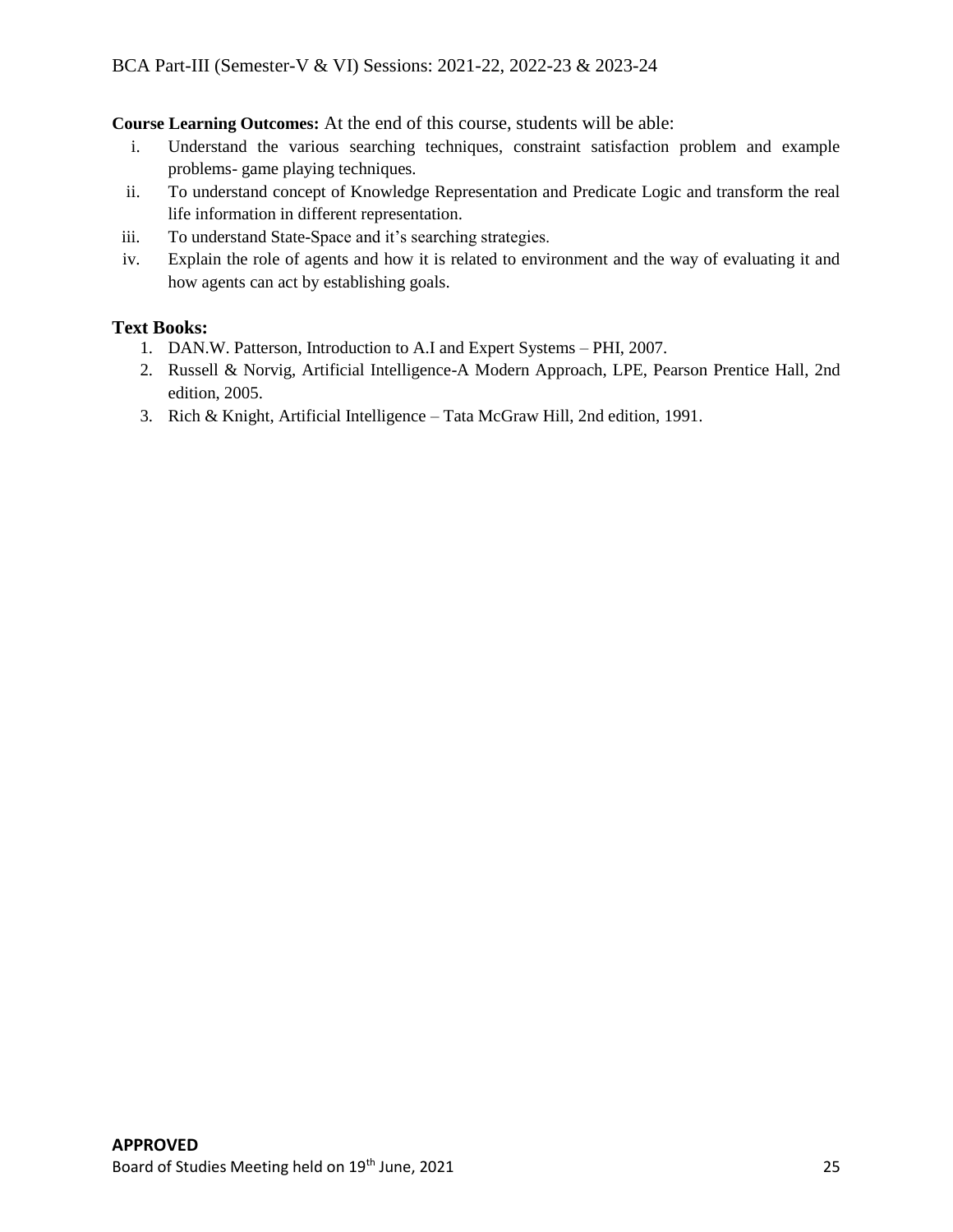**Course Learning Outcomes:** At the end of this course, students will be able:

i. Understand the various searching techniques, constraint satisfaction problem and example problems- game playing techniques.
ii. To understand concept of Knowledge Representation and Predicate Logic and transform the real life information in different representation.
iii. To understand State-Space and it's searching strategies.
iv. Explain the role of agents and how it is related to environment and the way of evaluating it and how agents can act by establishing goals.

**Text Books:**

1. DAN.W. Patterson, Introduction to A.I and Expert Systems – PHI, 2007.
2. Russell & Norvig, Artificial Intelligence-A Modern Approach, LPE, Pearson Prentice Hall, 2nd edition, 2005.
3. Rich & Knight, Artificial Intelligence – Tata McGraw Hill, 2nd edition, 1991.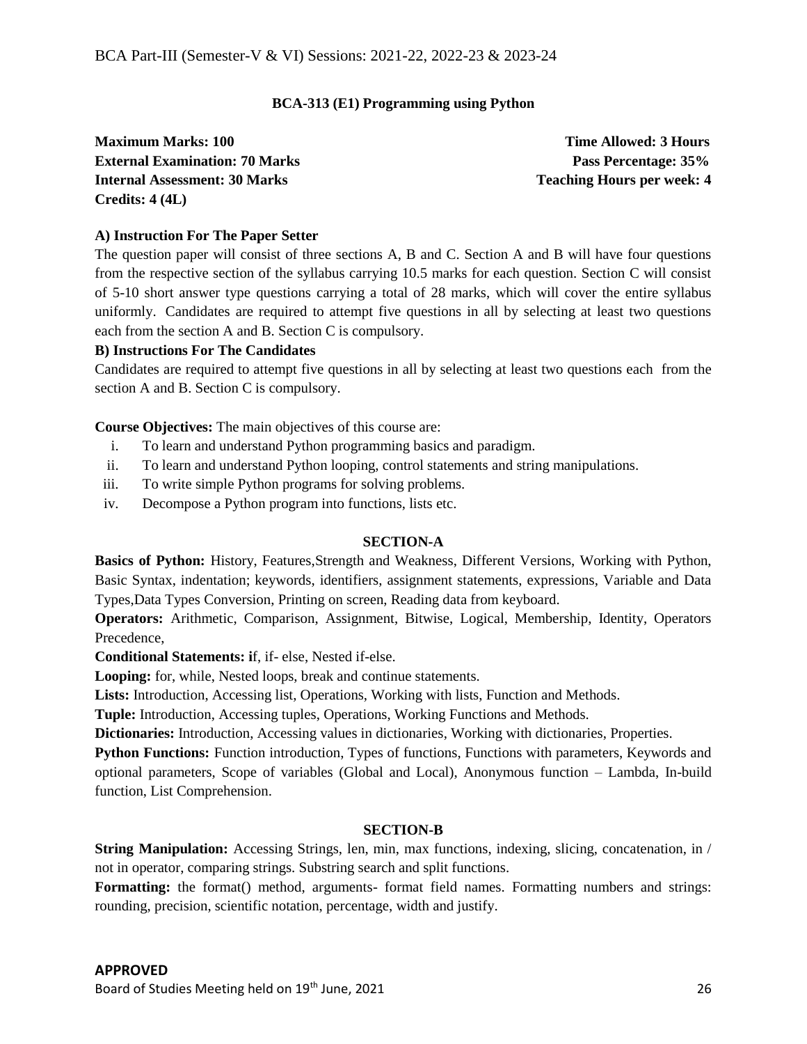## BCA-313 (E1) Programming using Python

**Maximum Marks: 100** **Time Allowed: 3 Hours**
**External Examination: 70 Marks** **Pass Percentage: 35%**
**Internal Assessment: 30 Marks** **Teaching Hours per week: 4**
**Credits: 4 (4L)**

**A) Instruction For The Paper Setter**

The question paper will consist of three sections A, B and C. Section A and B will have four questions from the respective section of the syllabus carrying 10.5 marks for each question. Section C will consist of 5-10 short answer type questions carrying a total of 28 marks, which will cover the entire syllabus uniformly. Candidates are required to attempt five questions in all by selecting at least two questions each from the section A and B. Section C is compulsory.

**B) Instructions For The Candidates**

Candidates are required to attempt five questions in all by selecting at least two questions each from the section A and B. Section C is compulsory.

**Course Objectives:** The main objectives of this course are:

i. To learn and understand Python programming basics and paradigm.
ii. To learn and understand Python looping, control statements and string manipulations.
iii. To write simple Python programs for solving problems.
iv. Decompose a Python program into functions, lists etc.

### SECTION-A

**Basics of Python:** History, Features,Strength and Weakness, Different Versions, Working with Python, Basic Syntax, indentation; keywords, identifiers, assignment statements, expressions, Variable and Data Types,Data Types Conversion, Printing on screen, Reading data from keyboard.

**Operators:** Arithmetic, Comparison, Assignment, Bitwise, Logical, Membership, Identity, Operators Precedence,

**Conditional Statements: i**f, if- else, Nested if-else.

**Looping:** for, while, Nested loops, break and continue statements.

**Lists:** Introduction, Accessing list, Operations, Working with lists, Function and Methods.

**Tuple:** Introduction, Accessing tuples, Operations, Working Functions and Methods.

**Dictionaries:** Introduction, Accessing values in dictionaries, Working with dictionaries, Properties.

**Python Functions:** Function introduction, Types of functions, Functions with parameters, Keywords and optional parameters, Scope of variables (Global and Local), Anonymous function – Lambda, In-build function, List Comprehension.

### SECTION-B

**String Manipulation:** Accessing Strings, len, min, max functions, indexing, slicing, concatenation, in / not in operator, comparing strings. Substring search and split functions.

**Formatting:** the format() method, arguments- format field names. Formatting numbers and strings: rounding, precision, scientific notation, percentage, width and justify.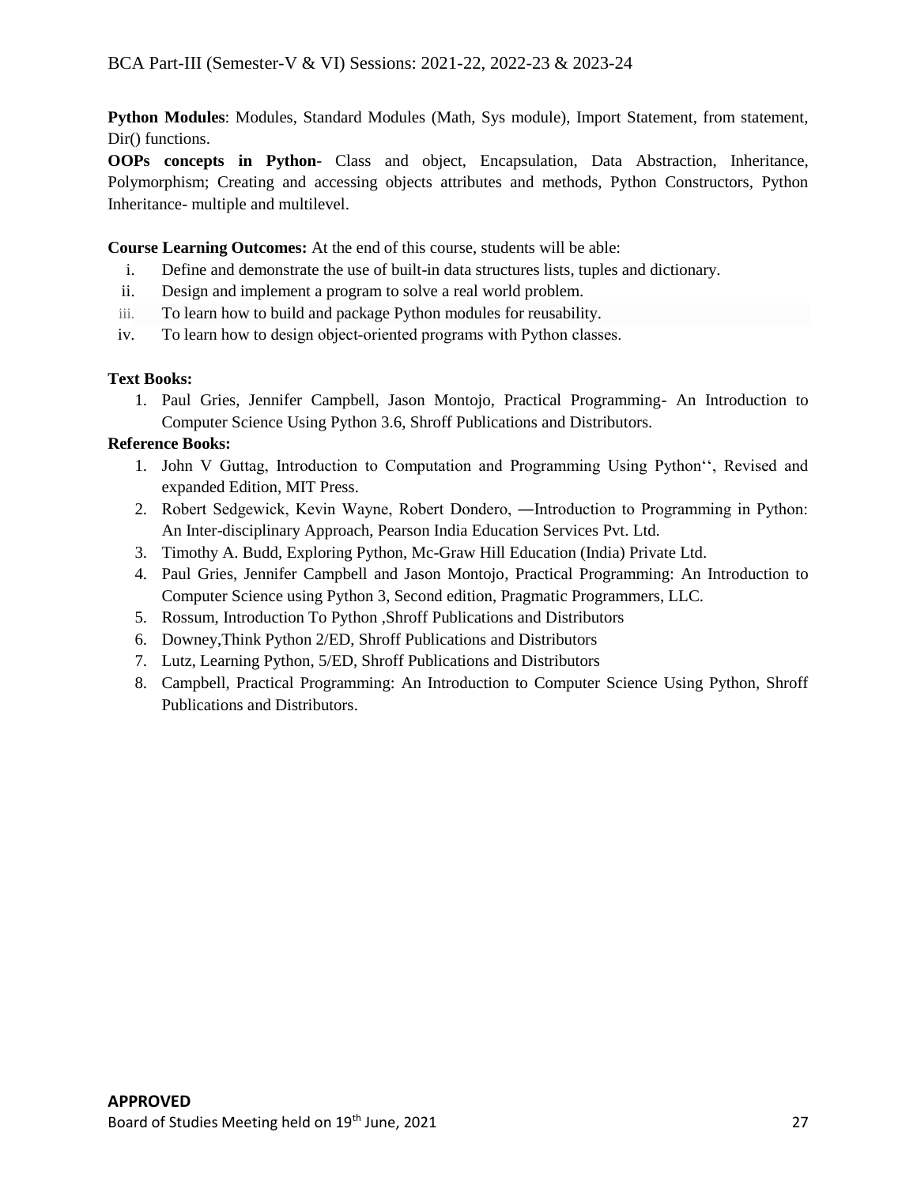**Python Modules**: Modules, Standard Modules (Math, Sys module), Import Statement, from statement, Dir() functions.

**OOPs concepts in Python**- Class and object, Encapsulation, Data Abstraction, Inheritance, Polymorphism; Creating and accessing objects attributes and methods, Python Constructors, Python Inheritance- multiple and multilevel.

**Course Learning Outcomes:** At the end of this course, students will be able:

- i. Define and demonstrate the use of built-in data structures lists, tuples and dictionary.
- ii. Design and implement a program to solve a real world problem.
- iii. To learn how to build and package Python modules for reusability.
- iv. To learn how to design object-oriented programs with Python classes.

**Text Books:**

1. Paul Gries, Jennifer Campbell, Jason Montojo, Practical Programming- An Introduction to Computer Science Using Python 3.6, Shroff Publications and Distributors.

**Reference Books:**

1. John V Guttag, Introduction to Computation and Programming Using Python'', Revised and expanded Edition, MIT Press.
2. Robert Sedgewick, Kevin Wayne, Robert Dondero, ―Introduction to Programming in Python: An Inter-disciplinary Approach, Pearson India Education Services Pvt. Ltd.
3. Timothy A. Budd, Exploring Python, Mc-Graw Hill Education (India) Private Ltd.
4. Paul Gries, Jennifer Campbell and Jason Montojo, Practical Programming: An Introduction to Computer Science using Python 3, Second edition, Pragmatic Programmers, LLC.
5. Rossum, Introduction To Python ,Shroff Publications and Distributors
6. Downey,Think Python 2/ED, Shroff Publications and Distributors
7. Lutz, Learning Python, 5/ED, Shroff Publications and Distributors
8. Campbell, Practical Programming: An Introduction to Computer Science Using Python, Shroff Publications and Distributors.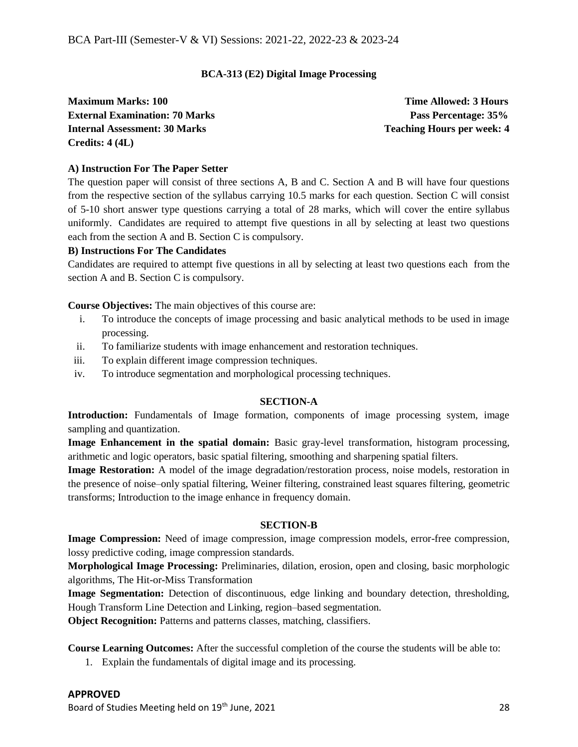## BCA-313 (E2) Digital Image Processing

**Maximum Marks: 100**
**Time Allowed: 3 Hours**
**External Examination: 70 Marks**
**Pass Percentage: 35%**
**Internal Assessment: 30 Marks**
**Teaching Hours per week: 4**
**Credits: 4 (4L)**

**A) Instruction For The Paper Setter**

The question paper will consist of three sections A, B and C. Section A and B will have four questions from the respective section of the syllabus carrying 10.5 marks for each question. Section C will consist of 5-10 short answer type questions carrying a total of 28 marks, which will cover the entire syllabus uniformly. Candidates are required to attempt five questions in all by selecting at least two questions each from the section A and B. Section C is compulsory.

**B) Instructions For The Candidates**

Candidates are required to attempt five questions in all by selecting at least two questions each from the section A and B. Section C is compulsory.

**Course Objectives:** The main objectives of this course are:

i. To introduce the concepts of image processing and basic analytical methods to be used in image processing.
ii. To familiarize students with image enhancement and restoration techniques.
iii. To explain different image compression techniques.
iv. To introduce segmentation and morphological processing techniques.

### SECTION-A

**Introduction:** Fundamentals of Image formation, components of image processing system, image sampling and quantization.

**Image Enhancement in the spatial domain:** Basic gray-level transformation, histogram processing, arithmetic and logic operators, basic spatial filtering, smoothing and sharpening spatial filters.

**Image Restoration:** A model of the image degradation/restoration process, noise models, restoration in the presence of noise–only spatial filtering, Weiner filtering, constrained least squares filtering, geometric transforms; Introduction to the image enhance in frequency domain.

### SECTION-B

**Image Compression:** Need of image compression, image compression models, error-free compression, lossy predictive coding, image compression standards.

**Morphological Image Processing:** Preliminaries, dilation, erosion, open and closing, basic morphologic algorithms, The Hit-or-Miss Transformation

**Image Segmentation:** Detection of discontinuous, edge linking and boundary detection, thresholding, Hough Transform Line Detection and Linking, region–based segmentation.

**Object Recognition:** Patterns and patterns classes, matching, classifiers.

**Course Learning Outcomes:** After the successful completion of the course the students will be able to:

1. Explain the fundamentals of digital image and its processing.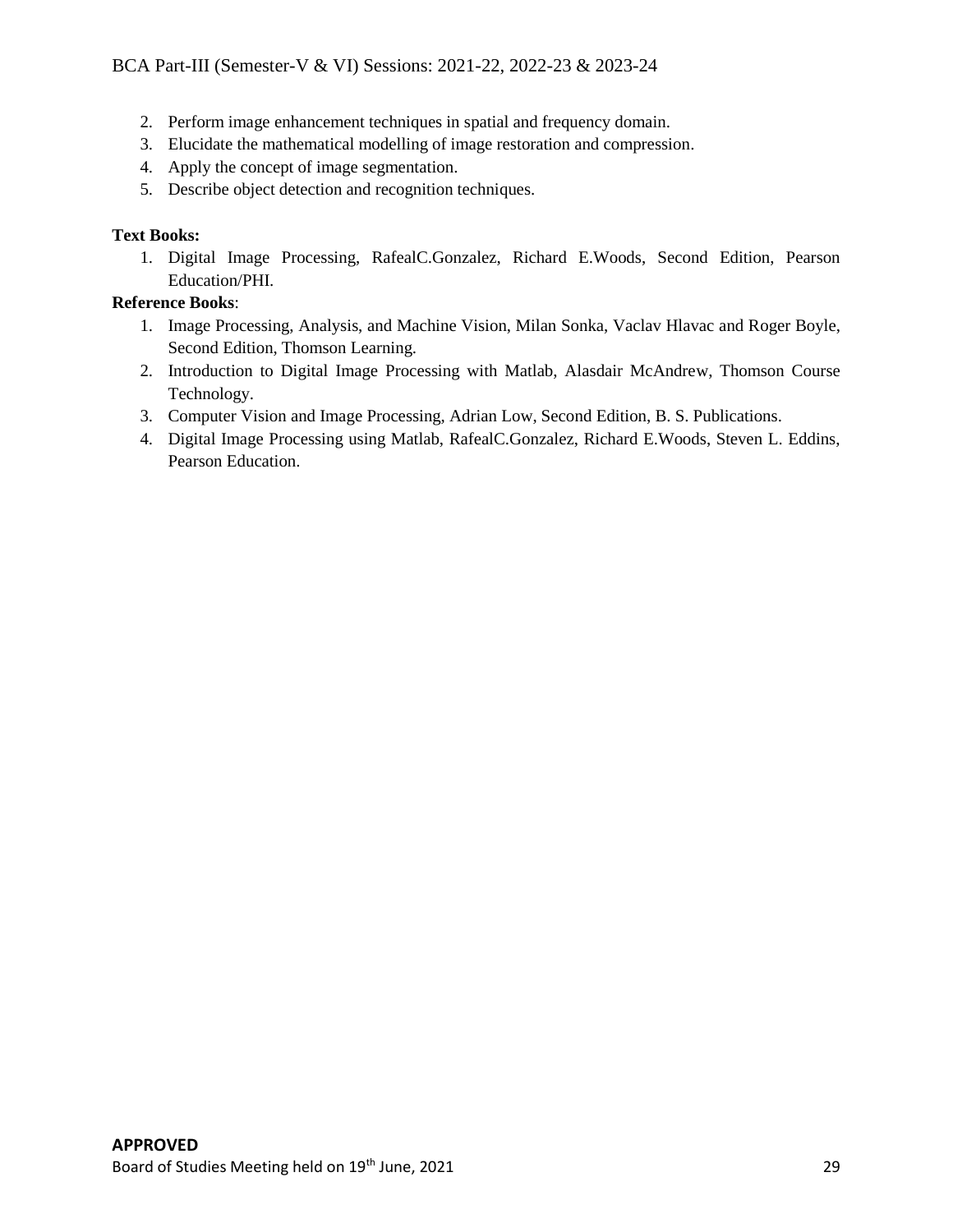2. Perform image enhancement techniques in spatial and frequency domain.
3. Elucidate the mathematical modelling of image restoration and compression.
4. Apply the concept of image segmentation.
5. Describe object detection and recognition techniques.

**Text Books:**

1. Digital Image Processing, RafealC.Gonzalez, Richard E.Woods, Second Edition, Pearson Education/PHI.

**Reference Books**:

1. Image Processing, Analysis, and Machine Vision, Milan Sonka, Vaclav Hlavac and Roger Boyle, Second Edition, Thomson Learning.
2. Introduction to Digital Image Processing with Matlab, Alasdair McAndrew, Thomson Course Technology.
3. Computer Vision and Image Processing, Adrian Low, Second Edition, B. S. Publications.
4. Digital Image Processing using Matlab, RafealC.Gonzalez, Richard E.Woods, Steven L. Eddins, Pearson Education.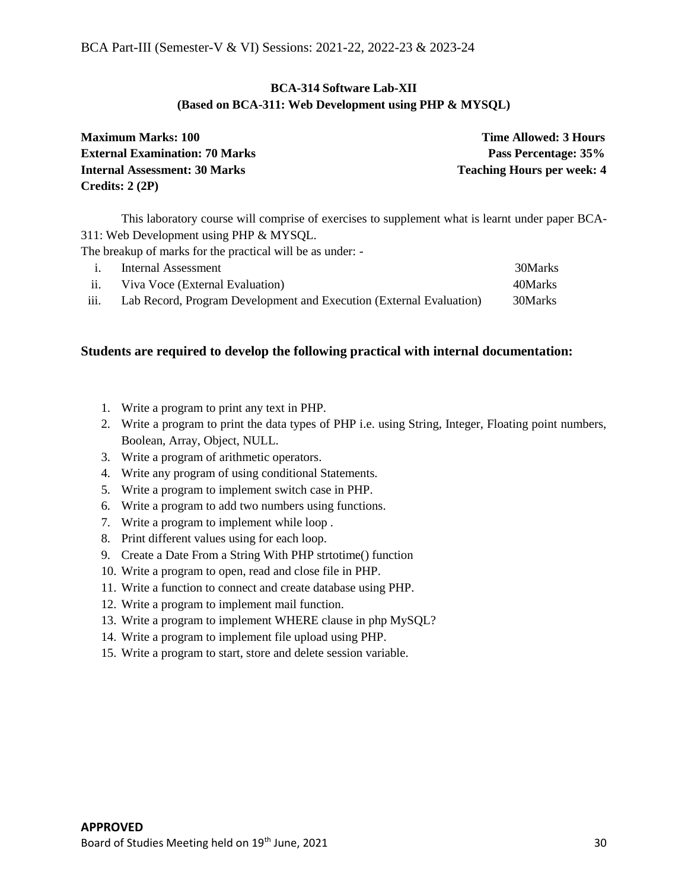**BCA-314 Software Lab-XII**
**(Based on BCA-311: Web Development using PHP & MYSQL)**

| | |
|---|---|
| **Maximum Marks: 100** | **Time Allowed: 3 Hours** |
| **External Examination: 70 Marks** | **Pass Percentage: 35%** |
| **Internal Assessment: 30 Marks** | **Teaching Hours per week: 4** |
| **Credits: 2 (2P)** | |

This laboratory course will comprise of exercises to supplement what is learnt under paper BCA-311: Web Development using PHP & MYSQL.

The breakup of marks for the practical will be as under: -

| | | |
|---|---|---|
| i. | Internal Assessment | 30Marks |
| ii. | Viva Voce (External Evaluation) | 40Marks |
| iii. | Lab Record, Program Development and Execution (External Evaluation) | 30Marks |

**Students are required to develop the following practical with internal documentation:**

1. Write a program to print any text in PHP.
2. Write a program to print the data types of PHP i.e. using String, Integer, Floating point numbers, Boolean, Array, Object, NULL.
3. Write a program of arithmetic operators.
4. Write any program of using conditional Statements.
5. Write a program to implement switch case in PHP.
6. Write a program to add two numbers using functions.
7. Write a program to implement while loop .
8. Print different values using for each loop.
9. Create a Date From a String With PHP strtotime() function
10. Write a program to open, read and close file in PHP.
11. Write a function to connect and create database using PHP.
12. Write a program to implement mail function.
13. Write a program to implement WHERE clause in php MySQL?
14. Write a program to implement file upload using PHP.
15. Write a program to start, store and delete session variable.

**APPROVED**
Board of Studies Meeting held on 19th June, 2021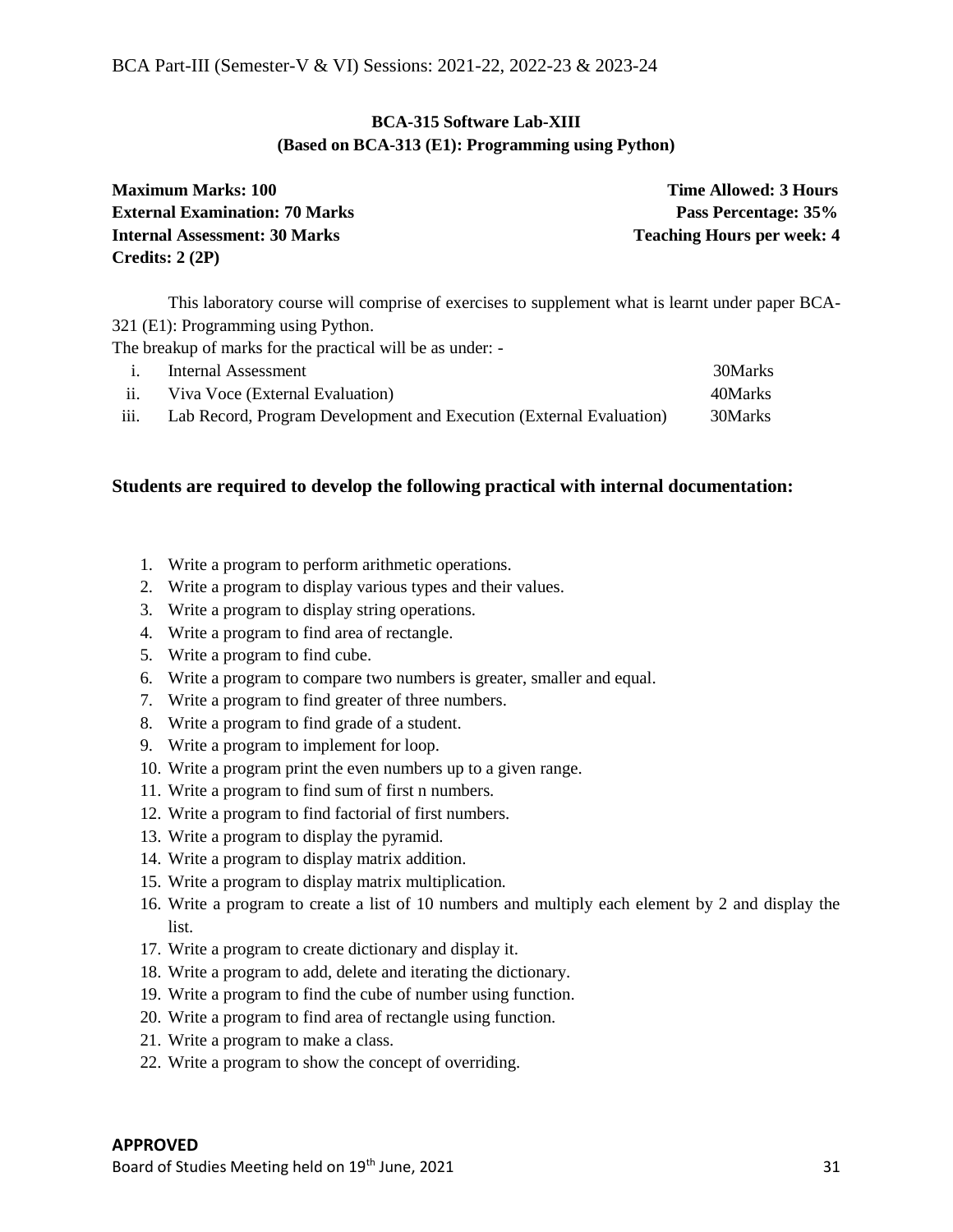## BCA-315 Software Lab-XIII
### (Based on BCA-313 (E1): Programming using Python)

**Maximum Marks: 100** | **Time Allowed: 3 Hours**
**External Examination: 70 Marks** | **Pass Percentage: 35%**
**Internal Assessment: 30 Marks** | **Teaching Hours per week: 4**
**Credits: 2 (2P)**

This laboratory course will comprise of exercises to supplement what is learnt under paper BCA-321 (E1): Programming using Python.

The breakup of marks for the practical will be as under: -

| | | |
|---|---|---|
| i. | Internal Assessment | 30Marks |
| ii. | Viva Voce (External Evaluation) | 40Marks |
| iii. | Lab Record, Program Development and Execution (External Evaluation) | 30Marks |

### Students are required to develop the following practical with internal documentation:

1. Write a program to perform arithmetic operations.
2. Write a program to display various types and their values.
3. Write a program to display string operations.
4. Write a program to find area of rectangle.
5. Write a program to find cube.
6. Write a program to compare two numbers is greater, smaller and equal.
7. Write a program to find greater of three numbers.
8. Write a program to find grade of a student.
9. Write a program to implement for loop.
10. Write a program print the even numbers up to a given range.
11. Write a program to find sum of first n numbers.
12. Write a program to find factorial of first numbers.
13. Write a program to display the pyramid.
14. Write a program to display matrix addition.
15. Write a program to display matrix multiplication.
16. Write a program to create a list of 10 numbers and multiply each element by 2 and display the list.
17. Write a program to create dictionary and display it.
18. Write a program to add, delete and iterating the dictionary.
19. Write a program to find the cube of number using function.
20. Write a program to find area of rectangle using function.
21. Write a program to make a class.
22. Write a program to show the concept of overriding.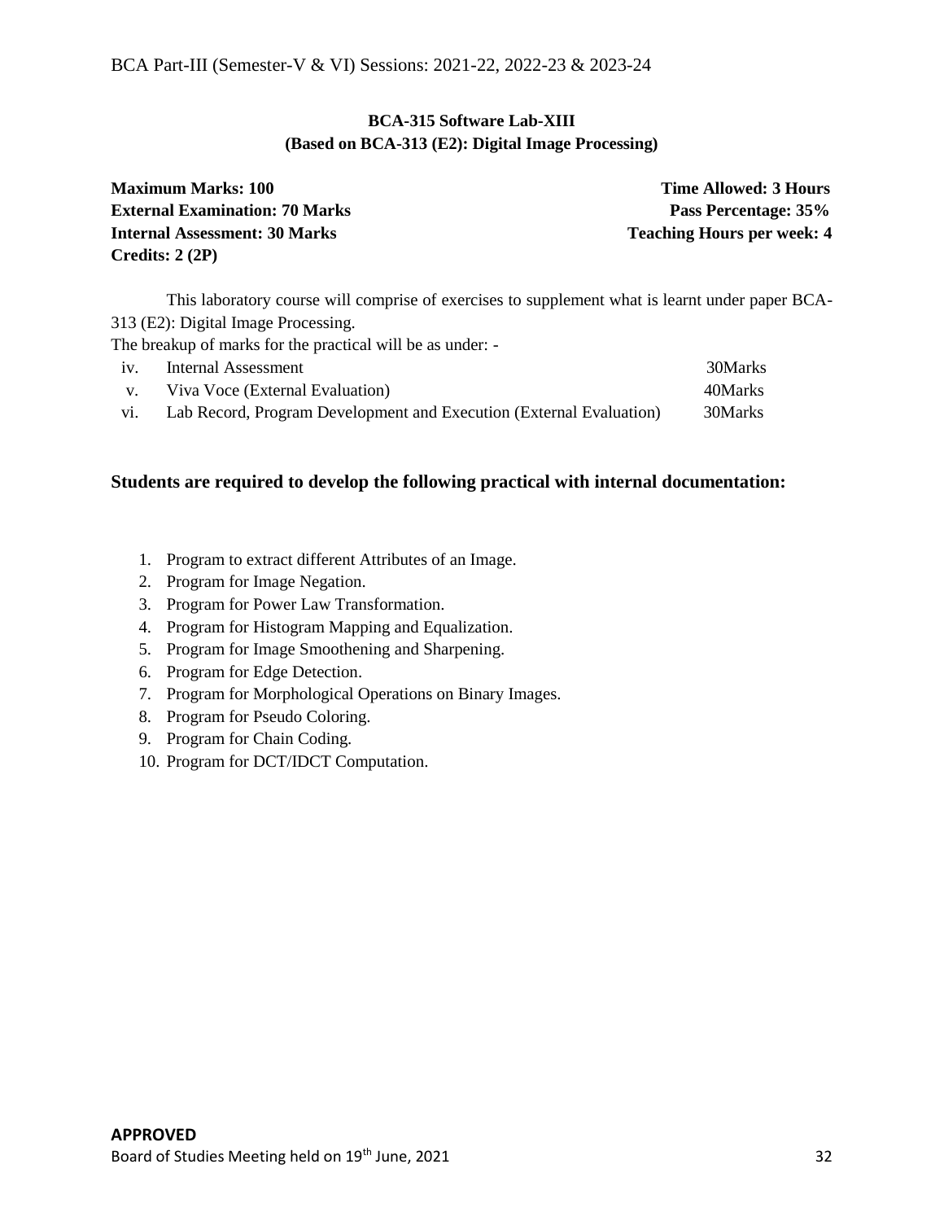## BCA-315 Software Lab-XIII
### (Based on BCA-313 (E2): Digital Image Processing)

| | |
|---|---|
| **Maximum Marks: 100** | **Time Allowed: 3 Hours** |
| **External Examination: 70 Marks** | **Pass Percentage: 35%** |
| **Internal Assessment: 30 Marks** | **Teaching Hours per week: 4** |
| **Credits: 2 (2P)** | |

This laboratory course will comprise of exercises to supplement what is learnt under paper BCA-313 (E2): Digital Image Processing.

The breakup of marks for the practical will be as under: -

| | | |
|---|---|---|
| iv. | Internal Assessment | 30Marks |
| v. | Viva Voce (External Evaluation) | 40Marks |
| vi. | Lab Record, Program Development and Execution (External Evaluation) | 30Marks |

**Students are required to develop the following practical with internal documentation:**

1. Program to extract different Attributes of an Image.
2. Program for Image Negation.
3. Program for Power Law Transformation.
4. Program for Histogram Mapping and Equalization.
5. Program for Image Smoothening and Sharpening.
6. Program for Edge Detection.
7. Program for Morphological Operations on Binary Images.
8. Program for Pseudo Coloring.
9. Program for Chain Coding.
10. Program for DCT/IDCT Computation.

**APPROVED**

Board of Studies Meeting held on 19th June, 2021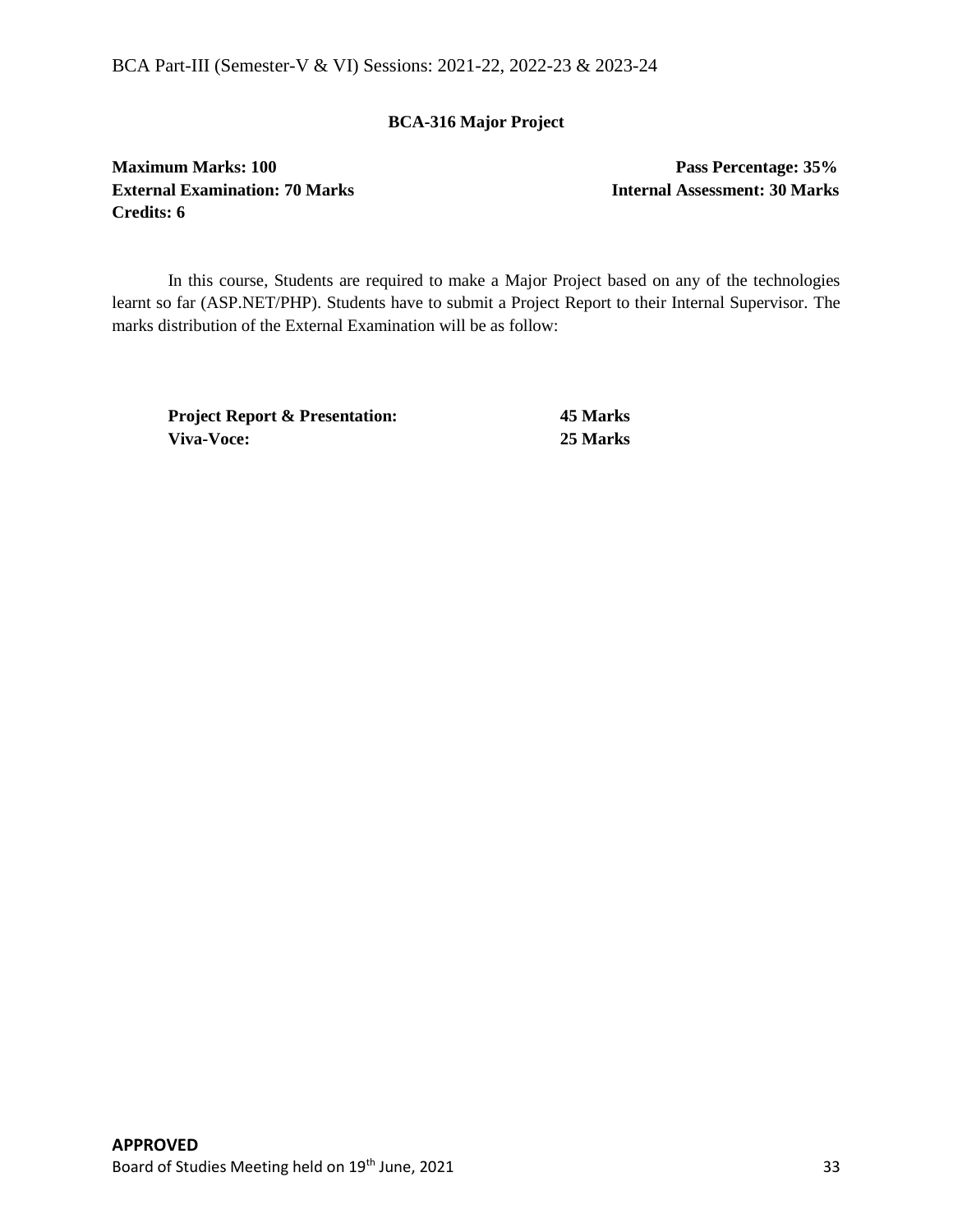## BCA-316 Major Project

**Maximum Marks: 100** **Pass Percentage: 35%**
**External Examination: 70 Marks** **Internal Assessment: 30 Marks**
**Credits: 6**

In this course, Students are required to make a Major Project based on any of the technologies learnt so far (ASP.NET/PHP). Students have to submit a Project Report to their Internal Supervisor. The marks distribution of the External Examination will be as follow:

| | |
|---|---|
| **Project Report & Presentation:** | **45 Marks** |
| **Viva-Voce:** | **25 Marks** |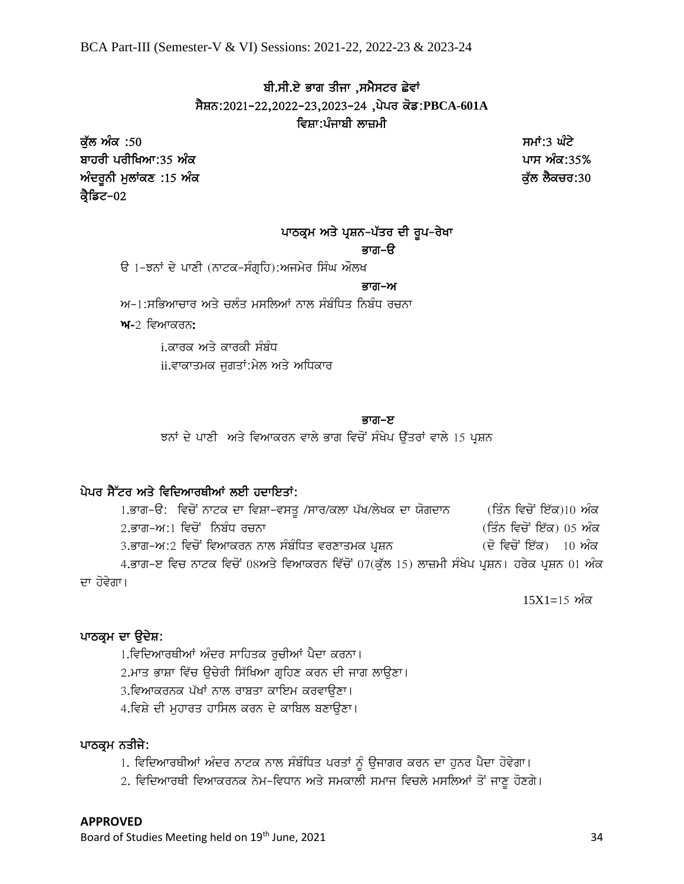# ਬੀ.ਸੀ.ਏ ਭਾਗ ਤੀਜਾ ,ਸਮੈਸਟਰ ਛੇਵਾਂ

## ਸੈਸ਼ਨ:2021-22,2022-23,2023-24 ,ਪੇਪਰ ਕੋਡ:**PBCA-601A**

## ਵਿਸ਼ਾ:ਪੰਜਾਬੀ ਲਾਜ਼ਮੀ

**ਕੁੱਲ ਅੰਕ :50** | **ਸਮਾਂ:3 ਘੰਟੇ**

**ਬਾਹਰੀ ਪਰੀਖਿਆ:35 ਅੰਕ** | **ਪਾਸ ਅੰਕ:35%**

**ਅੰਦਰੂਨੀ ਮੁਲਾਂਕਣ :15 ਅੰਕ** | **ਕੁੱਲ ਲੈਕਚਰ:30**

**ਕ੍ਰੈਡਿਟ-02**

### ਪਾਠਕ੍ਰਮ ਅਤੇ ਪ੍ਰਸ਼ਨ-ਪੱਤਰ ਦੀ ਰੂਪ-ਰੇਖਾ

#### ਭਾਗ-ੳ

ੳ 1-ਝਨਾਂ ਦੇ ਪਾਣੀ (ਨਾਟਕ-ਸੰਗ੍ਰਹਿ):ਅਜਮੇਰ ਸਿੰਘ ਔਲਖ

#### ਭਾਗ-ਅ

ਅ-1:ਸਭਿਆਚਾਰ ਅਤੇ ਚਲੰਤ ਮਸਲਿਆਂ ਨਾਲ ਸੰਬੰਧਿਤ ਨਿਬੰਧ ਰਚਨਾ

**ਅ-**2 ਵਿਆਕਰਨ**:**

i.ਕਾਰਕ ਅਤੇ ਕਾਰਕੀ ਸੰਬੰਧ

ii.ਵਾਕਾਤਮਕ ਜੁਗਤਾਂ:ਮੇਲ ਅਤੇ ਅਧਿਕਾਰ

#### ਭਾਗ-ੲ

ਝਨਾਂ ਦੇ ਪਾਣੀ ਅਤੇ ਵਿਆਕਰਨ ਵਾਲੇ ਭਾਗ ਵਿਚੋਂ ਸੰਖੇਪ ਉੱਤਰਾਂ ਵਾਲੇ 15 ਪ੍ਰਸ਼ਨ

### ਪੇਪਰ ਸੈੱਟਰ ਅਤੇ ਵਿਦਿਆਰਥੀਆਂ ਲਈ ਹਦਾਇਤਾਂ:

1.ਭਾਗ-ੳ: ਵਿਚੋਂ ਨਾਟਕ ਦਾ ਵਿਸ਼ਾ-ਵਸਤੂ /ਸਾਰ/ਕਲਾ ਪੱਖ/ਲੇਖਕ ਦਾ ਯੋਗਦਾਨ (ਤਿੰਨ ਵਿਚੋਂ ਇੱਕ)10 ਅੰਕ

2.ਭਾਗ-ਅ:1 ਵਿਚੋਂ ਨਿਬੰਧ ਰਚਨਾ (ਤਿੰਨ ਵਿਚੋਂ ਇੱਕ) 05 ਅੰਕ

3.ਭਾਗ-ਅ:2 ਵਿਚੋਂ ਵਿਆਕਰਨ ਨਾਲ ਸੰਬੰਧਿਤ ਵਰਣਾਤਮਕ ਪ੍ਰਸ਼ਨ (ਦੋ ਵਿਚੋਂ ਇੱਕ) 10 ਅੰਕ

4.ਭਾਗ-ੲ ਵਿਚ ਨਾਟਕ ਵਿਚੋਂ 08ਅਤੇ ਵਿਆਕਰਨ ਵਿੱਚੋਂ 07(ਕੁੱਲ 15) ਲਾਜ਼ਮੀ ਸੰਖੇਪ ਪ੍ਰਸ਼ਨ। ਹਰੇਕ ਪ੍ਰਸ਼ਨ 01 ਅੰਕ ਦਾ ਹੋਵੇਗਾ।

15X1=15 ਅੰਕ

### ਪਾਠਕ੍ਰਮ ਦਾ ਉਦੇਸ਼:

1.ਵਿਦਿਆਰਥੀਆਂ ਅੰਦਰ ਸਾਹਿਤਕ ਰੁਚੀਆਂ ਪੈਦਾ ਕਰਨਾ।

2.ਮਾਤ ਭਾਸ਼ਾ ਵਿੱਚ ਉਚੇਰੀ ਸਿੱਖਿਆ ਗ੍ਰਹਿਣ ਕਰਨ ਦੀ ਜਾਗ ਲਾਉਣਾ।

3.ਵਿਆਕਰਨਕ ਪੱਖਾਂ ਨਾਲ ਰਾਬਤਾ ਕਾਇਮ ਕਰਵਾਉਣਾ।

4.ਵਿਸ਼ੇ ਦੀ ਮੁਹਾਰਤ ਹਾਸਿਲ ਕਰਨ ਦੇ ਕਾਬਿਲ ਬਣਾਉਣਾ।

### ਪਾਠਕ੍ਰਮ ਨਤੀਜੇ:

1. ਵਿਦਿਆਰਥੀਆਂ ਅੰਦਰ ਨਾਟਕ ਨਾਲ ਸੰਬੰਧਿਤ ਪਰਤਾਂ ਨੂੰ ਉਜਾਗਰ ਕਰਨ ਦਾ ਹੁਨਰ ਪੈਦਾ ਹੋਵੇਗਾ।
2. ਵਿਦਿਆਰਥੀ ਵਿਆਕਰਨਕ ਨੇਮ-ਵਿਧਾਨ ਅਤੇ ਸਮਕਾਲੀ ਸਮਾਜ ਵਿਚਲੇ ਮਸਲਿਆਂ ਤੋਂ ਜਾਣੂ ਹੋਣਗੇ।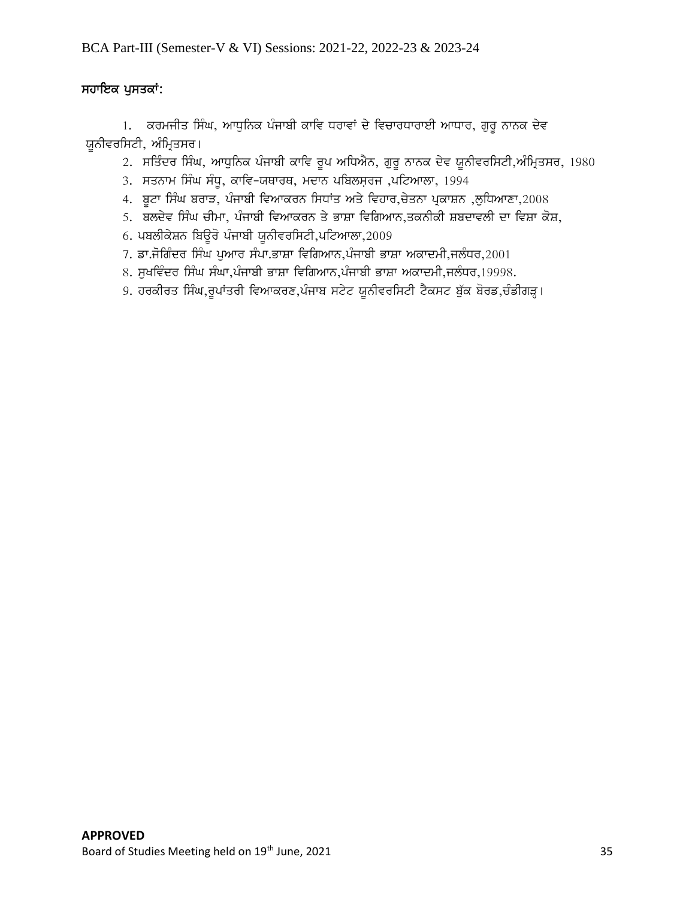**ਸਹਾਇਕ ਪੁਸਤਕਾਂ:**

1. ਕਰਮਜੀਤ ਸਿੰਘ, ਆਧੁਨਿਕ ਪੰਜਾਬੀ ਕਾਵਿ ਧਰਾਵਾਂ ਦੇ ਵਿਚਾਰਧਾਰਾਈ ਆਧਾਰ, ਗੁਰੂ ਨਾਨਕ ਦੇਵ ਯੂਨੀਵਰਸਿਟੀ, ਅੰਮ੍ਰਿਤਸਰ।
2. ਸਤਿੰਦਰ ਸਿੰਘ, ਆਧੁਨਿਕ ਪੰਜਾਬੀ ਕਾਵਿ ਰੂਪ ਅਧਿਐਨ, ਗੁਰੂ ਨਾਨਕ ਦੇਵ ਯੂਨੀਵਰਸਿਟੀ,ਅੰਮ੍ਰਿਤਸਰ, 1980
3. ਸਤਨਾਮ ਸਿੰਘ ਸੰਧੂ, ਕਾਵਿ-ਯਥਾਰਥ, ਮਦਾਨ ਪਬਿਲਸ਼ਰਜ ,ਪਟਿਆਲਾ, 1994
4. ਬੂਟਾ ਸਿੰਘ ਬਰਾੜ, ਪੰਜਾਬੀ ਵਿਆਕਰਨ ਸਿਧਾਂਤ ਅਤੇ ਵਿਹਾਰ,ਚੇਤਨਾ ਪ੍ਰਕਾਸ਼ਨ ,ਲੁਧਿਆਣਾ,2008
5. ਬਲਦੇਵ ਸਿੰਘ ਚੀਮਾ, ਪੰਜਾਬੀ ਵਿਆਕਰਨ ਤੇ ਭਾਸ਼ਾ ਵਿਗਿਆਨ,ਤਕਨੀਕੀ ਸ਼ਬਦਾਵਲੀ ਦਾ ਵਿਸ਼ਾ ਕੋਸ਼,
6. ਪਬਲੀਕੇਸ਼ਨ ਬਿਊਰੋ ਪੰਜਾਬੀ ਯੂਨੀਵਰਸਿਟੀ,ਪਟਿਆਲਾ,2009
7. ਡਾ.ਜੋਗਿੰਦਰ ਸਿੰਘ ਪੁਆਰ ਸੰਪਾ.ਭਾਸ਼ਾ ਵਿਗਿਆਨ,ਪੰਜਾਬੀ ਭਾਸ਼ਾ ਅਕਾਦਮੀ,ਜਲੰਧਰ,2001
8. ਸੁਖਵਿੰਦਰ ਸਿੰਘ ਸੰਘਾ,ਪੰਜਾਬੀ ਭਾਸ਼ਾ ਵਿਗਿਆਨ,ਪੰਜਾਬੀ ਭਾਸ਼ਾ ਅਕਾਦਮੀ,ਜਲੰਧਰ,19998.
9. ਹਰਕੀਰਤ ਸਿੰਘ,ਰੂਪਾਂਤਰੀ ਵਿਆਕਰਣ,ਪੰਜਾਬ ਸਟੇਟ ਯੂਨੀਵਰਸਿਟੀ ਟੈਕਸਟ ਬੁੱਕ ਬੋਰਡ,ਚੰਡੀਗੜ੍ਹ।

**APPROVED**
Board of Studies Meeting held on 19th June, 2021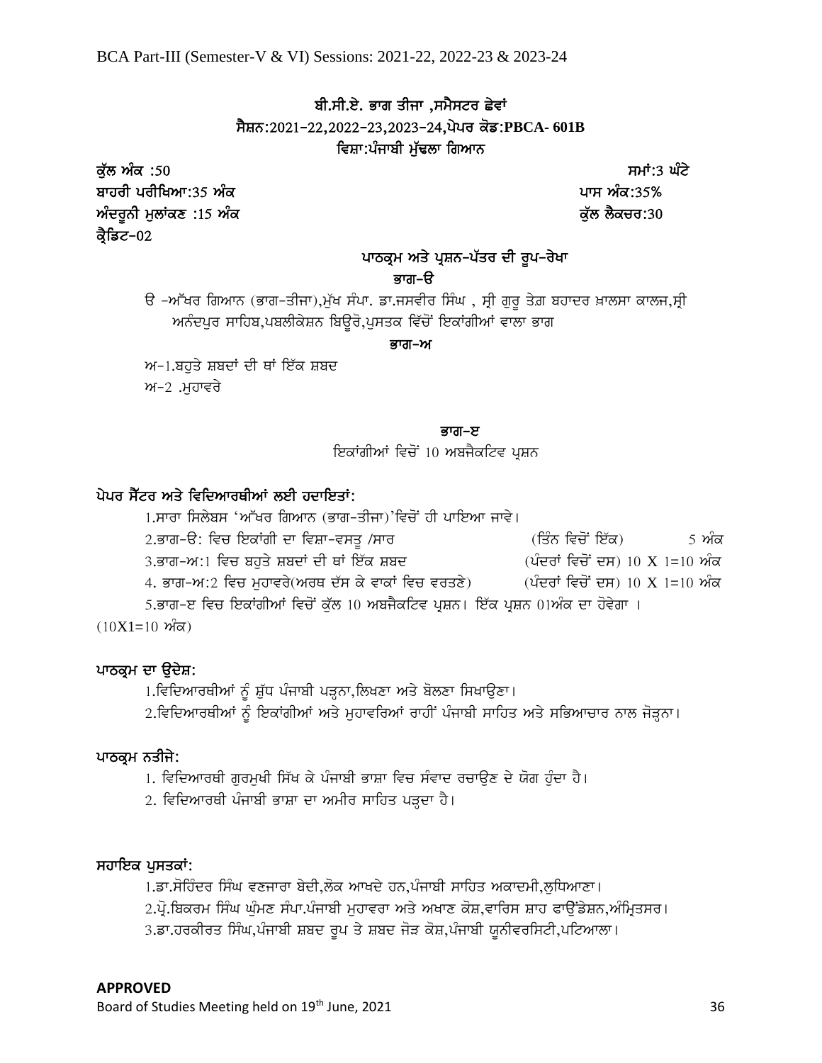## ਬੀ.ਸੀ.ਏ. ਭਾਗ ਤੀਜਾ ,ਸਮੈਸਟਰ ਛੇਵਾਂ

**ਸੈਸ਼ਨ:2021-22,2022-23,2023-24,ਪੇਪਰ ਕੋਡ:PBCA- 601B**

**ਵਿਸ਼ਾ:ਪੰਜਾਬੀ ਮੁੱਢਲਾ ਗਿਆਨ**

**ਕੁੱਲ ਅੰਕ :50** — **ਸਮਾਂ:3 ਘੰਟੇ**

**ਬਾਹਰੀ ਪਰੀਖਿਆ:35 ਅੰਕ** — **ਪਾਸ ਅੰਕ:35%**

**ਅੰਦਰੂਨੀ ਮੁਲਾਂਕਣ :15 ਅੰਕ** — **ਕੁੱਲ ਲੈਕਚਰ:30**

**ਕ੍ਰੈਡਿਟ-02**

### ਪਾਠਕ੍ਰਮ ਅਤੇ ਪ੍ਰਸ਼ਨ-ਪੱਤਰ ਦੀ ਰੂਪ-ਰੇਖਾ

**ਭਾਗ-ੳ**

ੳ -ਅੱਖਰ ਗਿਆਨ (ਭਾਗ-ਤੀਜਾ),ਮੁੱਖ ਸੰਪਾ. ਡਾ.ਜਸਵੀਰ ਸਿੰਘ , ਸ੍ਰੀ ਗੁਰੂ ਤੇਗ ਬਹਾਦਰ ਖ਼ਾਲਸਾ ਕਾਲਜ,ਸ੍ਰੀ ਅਨੰਦਪੁਰ ਸਾਹਿਬ,ਪਬਲੀਕੇਸ਼ਨ ਬਿਊਰੋ,ਪੁਸਤਕ ਵਿੱਚੋਂ ਇਕਾਂਗੀਆਂ ਵਾਲਾ ਭਾਗ

**ਭਾਗ-ਅ**

ਅ-1.ਬਹੁਤੇ ਸ਼ਬਦਾਂ ਦੀ ਥਾਂ ਇੱਕ ਸ਼ਬਦ

ਅ-2 .ਮੁਹਾਵਰੇ

**ਭਾਗ-ੲ**

ਇਕਾਂਗੀਆਂ ਵਿਚੋਂ 10 ਅਬਜੈਕਟਿਵ ਪ੍ਰਸ਼ਨ

### ਪੇਪਰ ਸੈਂਟਰ ਅਤੇ ਵਿਦਿਆਰਥੀਆਂ ਲਈ ਹਦਾਇਤਾਂ:

1.ਸਾਰਾ ਸਿਲੇਬਸ 'ਅੱਖਰ ਗਿਆਨ (ਭਾਗ-ਤੀਜਾ)'ਵਿਚੋਂ ਹੀ ਪਾਇਆ ਜਾਵੇ।

2.ਭਾਗ-ੳ: ਵਿਚ ਇਕਾਂਗੀ ਦਾ ਵਿਸ਼ਾ-ਵਸਤੂ /ਸਾਰ (ਤਿੰਨ ਵਿਚੋਂ ਇੱਕ) 5 ਅੰਕ

3.ਭਾਗ-ਅ:1 ਵਿਚ ਬਹੁਤੇ ਸ਼ਬਦਾਂ ਦੀ ਥਾਂ ਇੱਕ ਸ਼ਬਦ (ਪੰਦਰਾਂ ਵਿਚੋਂ ਦਸ) 10 X 1=10 ਅੰਕ

4. ਭਾਗ-ਅ:2 ਵਿਚ ਮੁਹਾਵਰੇ(ਅਰਥ ਦੱਸ ਕੇ ਵਾਕਾਂ ਵਿਚ ਵਰਤਣੇ) (ਪੰਦਰਾਂ ਵਿਚੋਂ ਦਸ) 10 X 1=10 ਅੰਕ

5.ਭਾਗ-ੲ ਵਿਚ ਇਕਾਂਗੀਆਂ ਵਿਚੋਂ ਕੁੱਲ 10 ਅਬਜੈਕਟਿਵ ਪ੍ਰਸ਼ਨ। ਇੱਕ ਪ੍ਰਸ਼ਨ 01ਅੰਕ ਦਾ ਹੋਵੇਗਾ । (10X1=10 ਅੰਕ)

### ਪਾਠਕ੍ਰਮ ਦਾ ਉਦੇਸ਼:

1.ਵਿਦਿਆਰਥੀਆਂ ਨੂੰ ਸ਼ੁੱਧ ਪੰਜਾਬੀ ਪੜ੍ਹਨਾ,ਲਿਖਣਾ ਅਤੇ ਬੋਲਣਾ ਸਿਖਾਉਣਾ।

2.ਵਿਦਿਆਰਥੀਆਂ ਨੂੰ ਇਕਾਂਗੀਆਂ ਅਤੇ ਮੁਹਾਵਰਿਆਂ ਰਾਹੀਂ ਪੰਜਾਬੀ ਸਾਹਿਤ ਅਤੇ ਸਭਿਆਚਾਰ ਨਾਲ ਜੋੜ੍ਹਨਾ।

### ਪਾਠਕ੍ਰਮ ਨਤੀਜੇ:

1. ਵਿਦਿਆਰਥੀ ਗੁਰਮੁਖੀ ਸਿੱਖ ਕੇ ਪੰਜਾਬੀ ਭਾਸ਼ਾ ਵਿਚ ਸੰਵਾਦ ਰਚਾਉਣ ਦੇ ਯੋਗ ਹੁੰਦਾ ਹੈ।
2. ਵਿਦਿਆਰਥੀ ਪੰਜਾਬੀ ਭਾਸ਼ਾ ਦਾ ਅਮੀਰ ਸਾਹਿਤ ਪੜ੍ਹਦਾ ਹੈ।

### ਸਹਾਇਕ ਪੁਸਤਕਾਂ:

1.ਡਾ.ਸੋਹਿੰਦਰ ਸਿੰਘ ਵਣਜਾਰਾ ਬੇਦੀ,ਲੋਕ ਆਖਦੇ ਹਨ,ਪੰਜਾਬੀ ਸਾਹਿਤ ਅਕਾਦਮੀ,ਲੁਧਿਆਣਾ।

2.ਪ੍ਰੋ.ਬਿਕਰਮ ਸਿੰਘ ਘੁੰਮਣ ਸੰਪਾ.ਪੰਜਾਬੀ ਮੁਹਾਵਰਾ ਅਤੇ ਅਖਾਣ ਕੋਸ਼,ਵਾਰਿਸ ਸ਼ਾਹ ਫਾਊਂਡੇਸ਼ਨ,ਅੰਮ੍ਰਿਤਸਰ।

3.ਡਾ.ਹਰਕੀਰਤ ਸਿੰਘ,ਪੰਜਾਬੀ ਸ਼ਬਦ ਰੂਪ ਤੇ ਸ਼ਬਦ ਜੋੜ ਕੋਸ਼,ਪੰਜਾਬੀ ਯੂਨੀਵਰਸਿਟੀ,ਪਟਿਆਲਾ।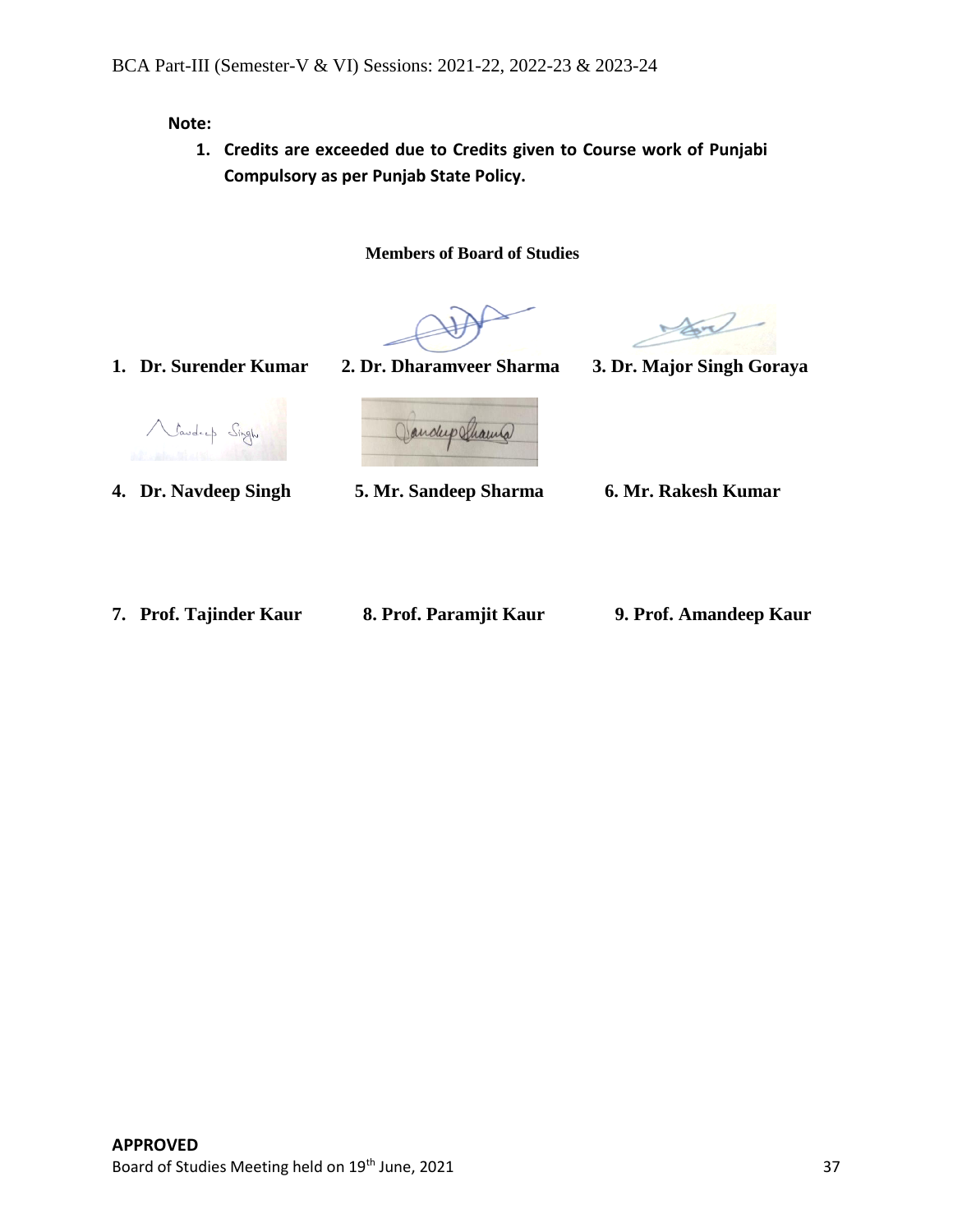**Note:**

1. **Credits are exceeded due to Credits given to Course work of Punjabi Compulsory as per Punjab State Policy.**

**Members of Board of Studies**

1. **Dr. Surender Kumar**
2. **Dr. Dharamveer Sharma**
3. **Dr. Major Singh Goraya**
4. **Dr. Navdeep Singh**
5. **Mr. Sandeep Sharma**
6. **Mr. Rakesh Kumar**
7. **Prof. Tajinder Kaur**
8. **Prof. Paramjit Kaur**
9. **Prof. Amandeep Kaur**

**APPROVED**

Board of Studies Meeting held on 19th June, 2021